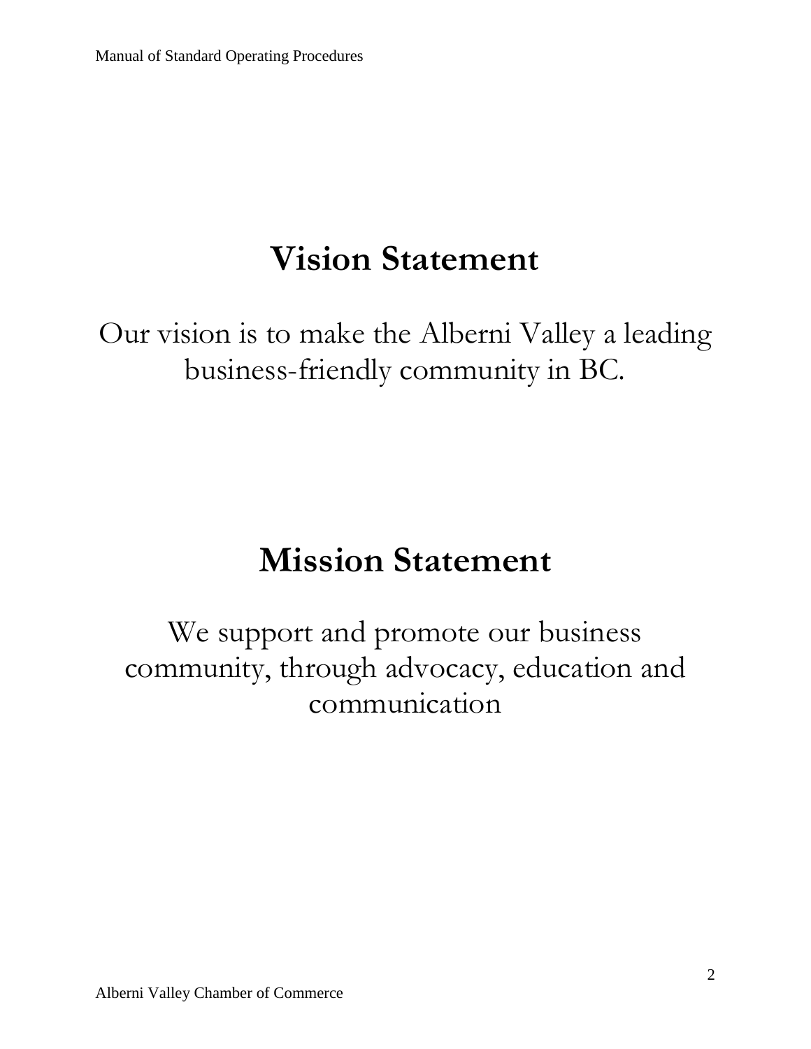# Vision Statement

Our vision is to make the Alberni Valley a leading business-friendly community in BC.

# Mission Statement

We support and promote our business community, through advocacy, education and communication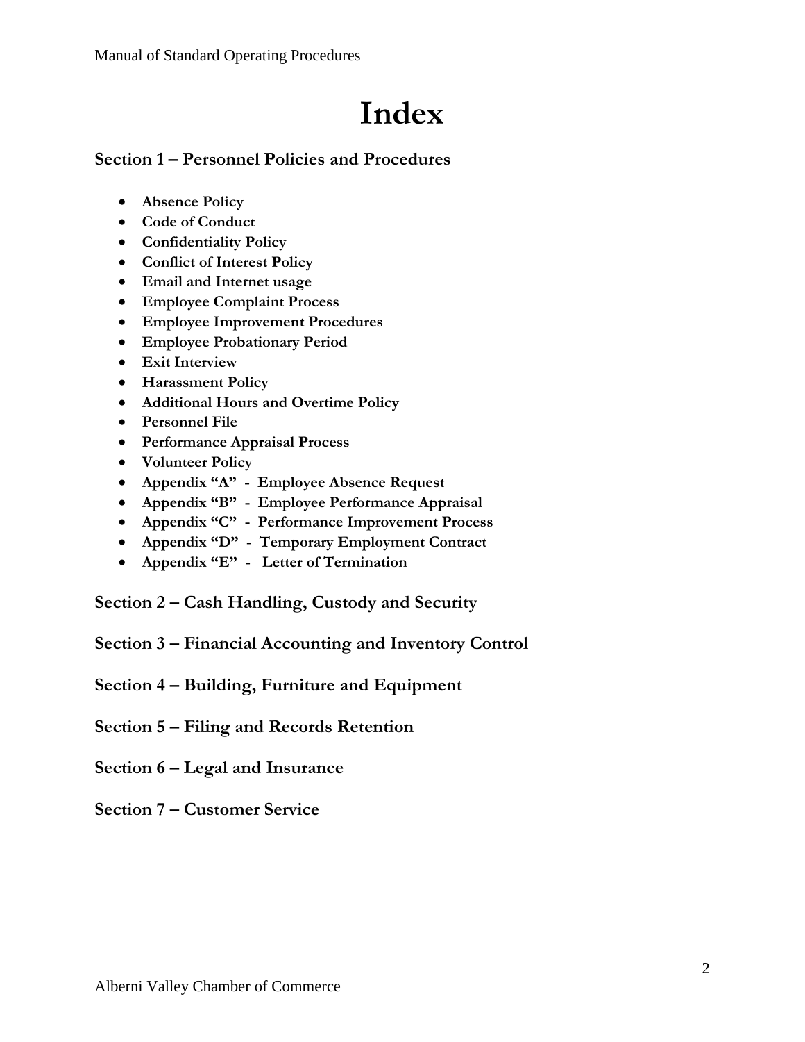# Index

## Section 1 – Personnel Policies and Procedures

- **Absence Policy**
- **Code of Conduct**
- **Confidentiality Policy**
- **Conflict of Interest Policy**
- **Email and Internet usage**
- **Employee Complaint Process**
- **Employee Improvement Procedures**
- **Employee Probationary Period**
- **Exit Interview**
- **Harassment Policy**
- **Additional Hours and Overtime Policy**
- **Personnel File**
- **Performance Appraisal Process**
- **Volunteer Policy**
- **Appendix "A" - Employee Absence Request**
- **Appendix "B" - Employee Performance Appraisal**
- **Appendix "C" - Performance Improvement Process**
- **Appendix "D" - Temporary Employment Contract**
- **Appendix "E" - Letter of Termination**

## Section 2 – Cash Handling, Custody and Security

## Section 3 – Financial Accounting and Inventory Control

## Section 4 – Building, Furniture and Equipment

## Section 5 – Filing and Records Retention

## Section 6 – Legal and Insurance

## Section 7 – Customer Service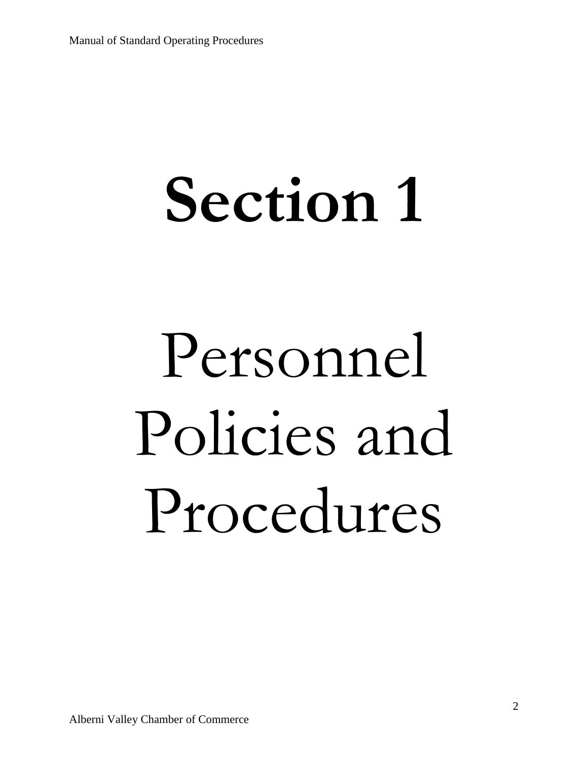# Section 1

# Personnel Policies and Procedures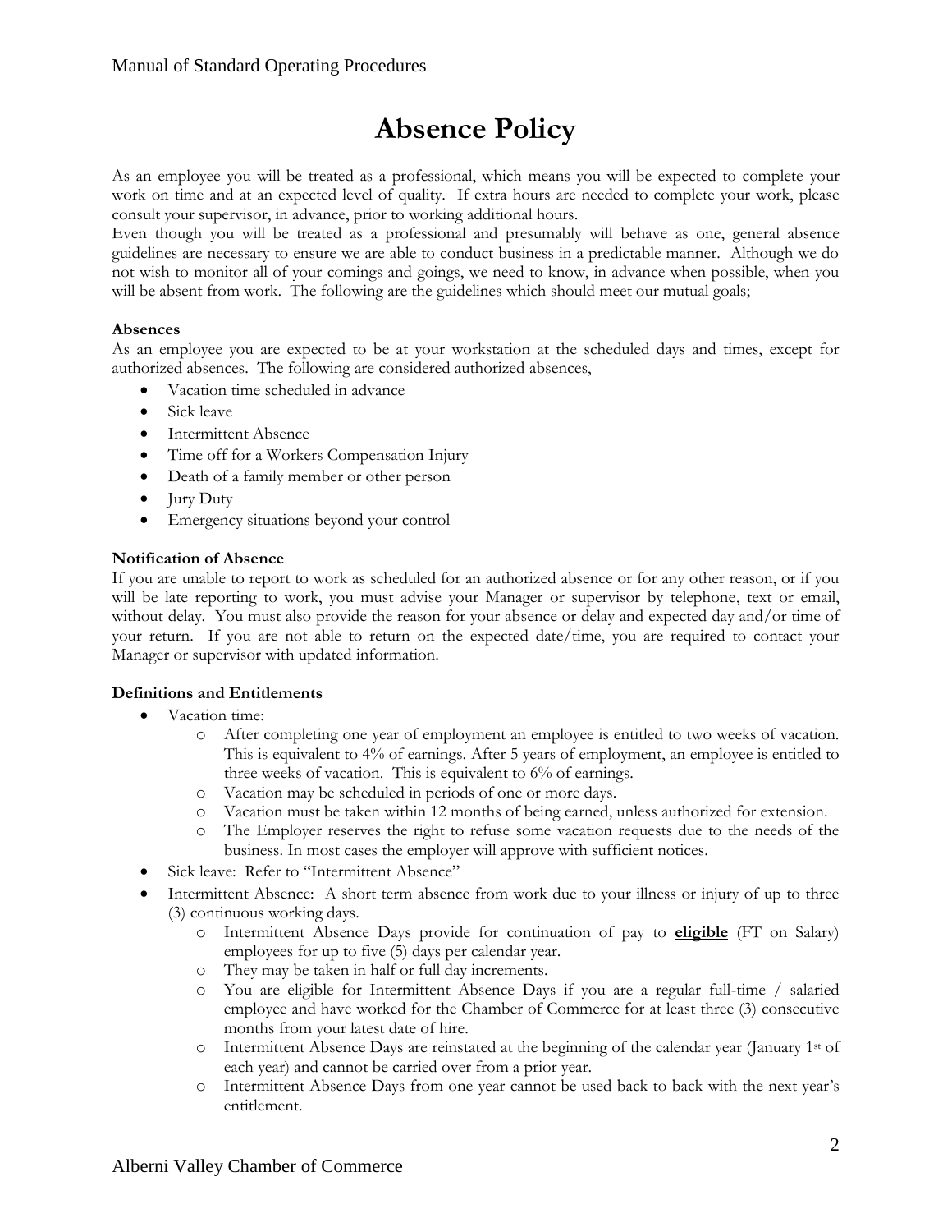# Absence Policy

As an employee you will be treated as a professional, which means you will be expected to complete your work on time and at an expected level of quality. If extra hours are needed to complete your work, please consult your supervisor, in advance, prior to working additional hours.
Even though you will be treated as a professional and presumably will behave as one, general absence guidelines are necessary to ensure we are able to conduct business in a predictable manner. Although we do not wish to monitor all of your comings and goings, we need to know, in advance when possible, when you will be absent from work. The following are the guidelines which should meet our mutual goals;

**Absences**
As an employee you are expected to be at your workstation at the scheduled days and times, except for authorized absences. The following are considered authorized absences,

- Vacation time scheduled in advance
- Sick leave
- Intermittent Absence
- Time off for a Workers Compensation Injury
- Death of a family member or other person
- Jury Duty
- Emergency situations beyond your control

**Notification of Absence**
If you are unable to report to work as scheduled for an authorized absence or for any other reason, or if you will be late reporting to work, you must advise your Manager or supervisor by telephone, text or email, without delay. You must also provide the reason for your absence or delay and expected day and/or time of your return. If you are not able to return on the expected date/time, you are required to contact your Manager or supervisor with updated information.

**Definitions and Entitlements**

- Vacation time:
  - After completing one year of employment an employee is entitled to two weeks of vacation. This is equivalent to 4% of earnings. After 5 years of employment, an employee is entitled to three weeks of vacation. This is equivalent to 6% of earnings.
  - Vacation may be scheduled in periods of one or more days.
  - Vacation must be taken within 12 months of being earned, unless authorized for extension.
  - The Employer reserves the right to refuse some vacation requests due to the needs of the business. In most cases the employer will approve with sufficient notices.
- Sick leave: Refer to "Intermittent Absence"
- Intermittent Absence: A short term absence from work due to your illness or injury of up to three (3) continuous working days.
  - Intermittent Absence Days provide for continuation of pay to **eligible** (FT on Salary) employees for up to five (5) days per calendar year.
  - They may be taken in half or full day increments.
  - You are eligible for Intermittent Absence Days if you are a regular full-time / salaried employee and have worked for the Chamber of Commerce for at least three (3) consecutive months from your latest date of hire.
  - Intermittent Absence Days are reinstated at the beginning of the calendar year (January 1st of each year) and cannot be carried over from a prior year.
  - Intermittent Absence Days from one year cannot be used back to back with the next year's entitlement.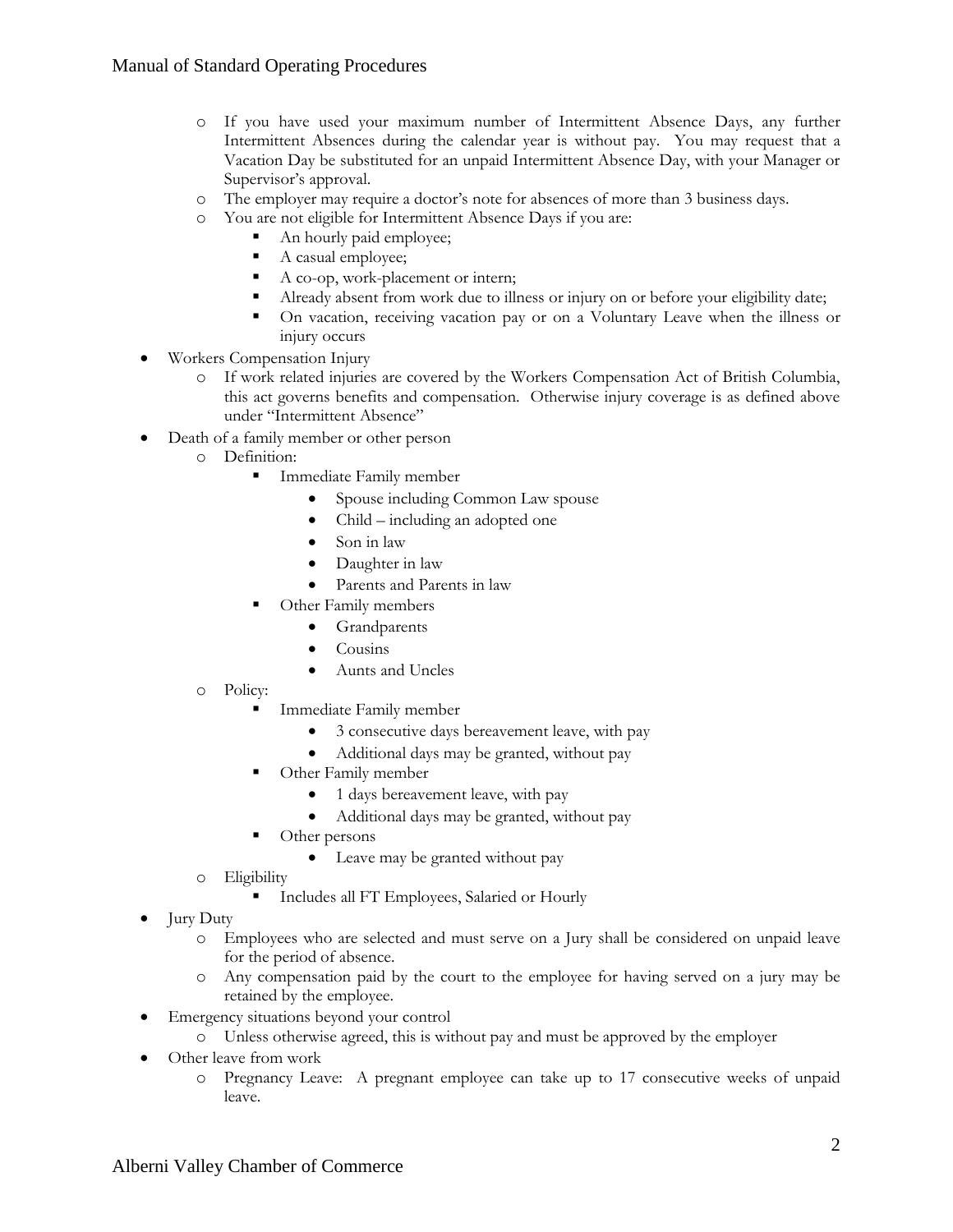- If you have used your maximum number of Intermittent Absence Days, any further Intermittent Absences during the calendar year is without pay. You may request that a Vacation Day be substituted for an unpaid Intermittent Absence Day, with your Manager or Supervisor's approval.
  - The employer may require a doctor's note for absences of more than 3 business days.
  - You are not eligible for Intermittent Absence Days if you are:
    - An hourly paid employee;
    - A casual employee;
    - A co-op, work-placement or intern;
    - Already absent from work due to illness or injury on or before your eligibility date;
    - On vacation, receiving vacation pay or on a Voluntary Leave when the illness or injury occurs
- Workers Compensation Injury
  - If work related injuries are covered by the Workers Compensation Act of British Columbia, this act governs benefits and compensation. Otherwise injury coverage is as defined above under "Intermittent Absence"
- Death of a family member or other person
  - Definition:
    - Immediate Family member
      - Spouse including Common Law spouse
      - Child – including an adopted one
      - Son in law
      - Daughter in law
      - Parents and Parents in law
    - Other Family members
      - Grandparents
      - Cousins
      - Aunts and Uncles
  - Policy:
    - Immediate Family member
      - 3 consecutive days bereavement leave, with pay
      - Additional days may be granted, without pay
    - Other Family member
      - 1 days bereavement leave, with pay
      - Additional days may be granted, without pay
    - Other persons
      - Leave may be granted without pay
  - Eligibility
    - Includes all FT Employees, Salaried or Hourly
- Jury Duty
  - Employees who are selected and must serve on a Jury shall be considered on unpaid leave for the period of absence.
  - Any compensation paid by the court to the employee for having served on a jury may be retained by the employee.
- Emergency situations beyond your control
  - Unless otherwise agreed, this is without pay and must be approved by the employer
- Other leave from work
  - Pregnancy Leave: A pregnant employee can take up to 17 consecutive weeks of unpaid leave.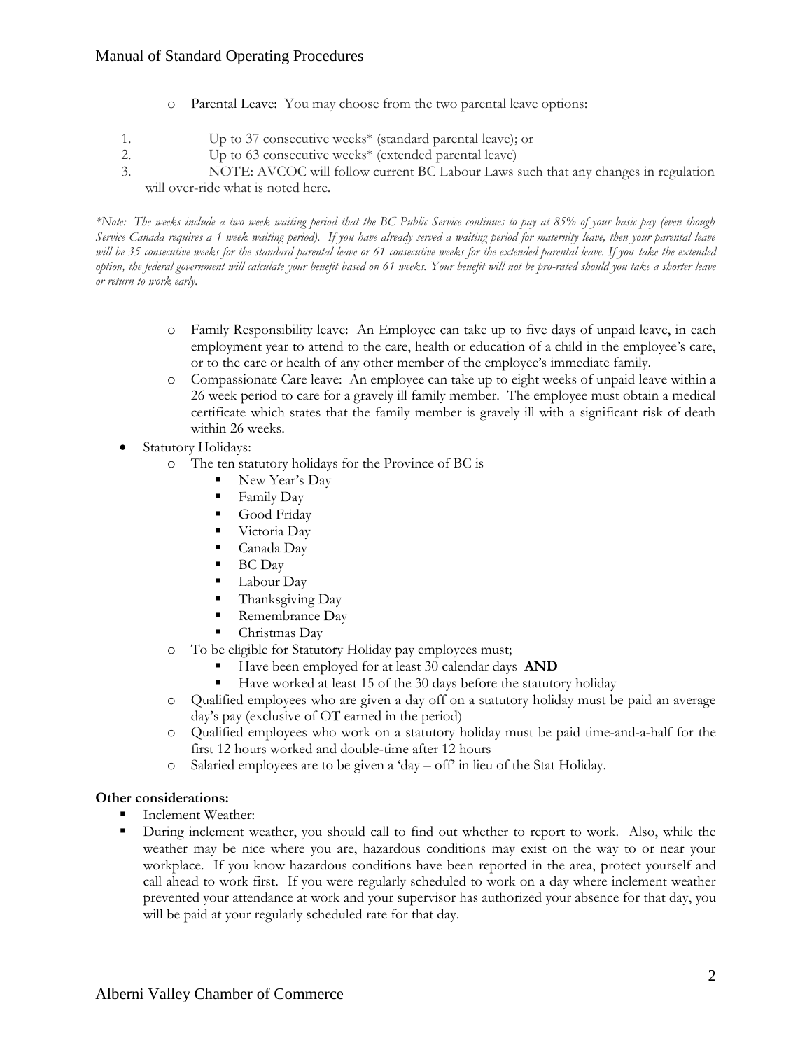- Parental Leave: You may choose from the two parental leave options:

1. Up to 37 consecutive weeks* (standard parental leave); or
2. Up to 63 consecutive weeks* (extended parental leave)
3. NOTE: AVCOC will follow current BC Labour Laws such that any changes in regulation will over-ride what is noted here.

*\*Note: The weeks include a two week waiting period that the BC Public Service continues to pay at 85% of your basic pay (even though Service Canada requires a 1 week waiting period). If you have already served a waiting period for maternity leave, then your parental leave will be 35 consecutive weeks for the standard parental leave or 61 consecutive weeks for the extended parental leave. If you take the extended option, the federal government will calculate your benefit based on 61 weeks. Your benefit will not be pro-rated should you take a shorter leave or return to work early.*

- Family Responsibility leave: An Employee can take up to five days of unpaid leave, in each employment year to attend to the care, health or education of a child in the employee's care, or to the care or health of any other member of the employee's immediate family.
- Compassionate Care leave: An employee can take up to eight weeks of unpaid leave within a 26 week period to care for a gravely ill family member. The employee must obtain a medical certificate which states that the family member is gravely ill with a significant risk of death within 26 weeks.

- Statutory Holidays:
  - The ten statutory holidays for the Province of BC is
    - New Year's Day
    - Family Day
    - Good Friday
    - Victoria Day
    - Canada Day
    - BC Day
    - Labour Day
    - Thanksgiving Day
    - Remembrance Day
    - Christmas Day
  - To be eligible for Statutory Holiday pay employees must;
    - Have been employed for at least 30 calendar days **AND**
    - Have worked at least 15 of the 30 days before the statutory holiday
  - Qualified employees who are given a day off on a statutory holiday must be paid an average day's pay (exclusive of OT earned in the period)
  - Qualified employees who work on a statutory holiday must be paid time-and-a-half for the first 12 hours worked and double-time after 12 hours
  - Salaried employees are to be given a 'day – off' in lieu of the Stat Holiday.

**Other considerations:**

- Inclement Weather:
- During inclement weather, you should call to find out whether to report to work. Also, while the weather may be nice where you are, hazardous conditions may exist on the way to or near your workplace. If you know hazardous conditions have been reported in the area, protect yourself and call ahead to work first. If you were regularly scheduled to work on a day where inclement weather prevented your attendance at work and your supervisor has authorized your absence for that day, you will be paid at your regularly scheduled rate for that day.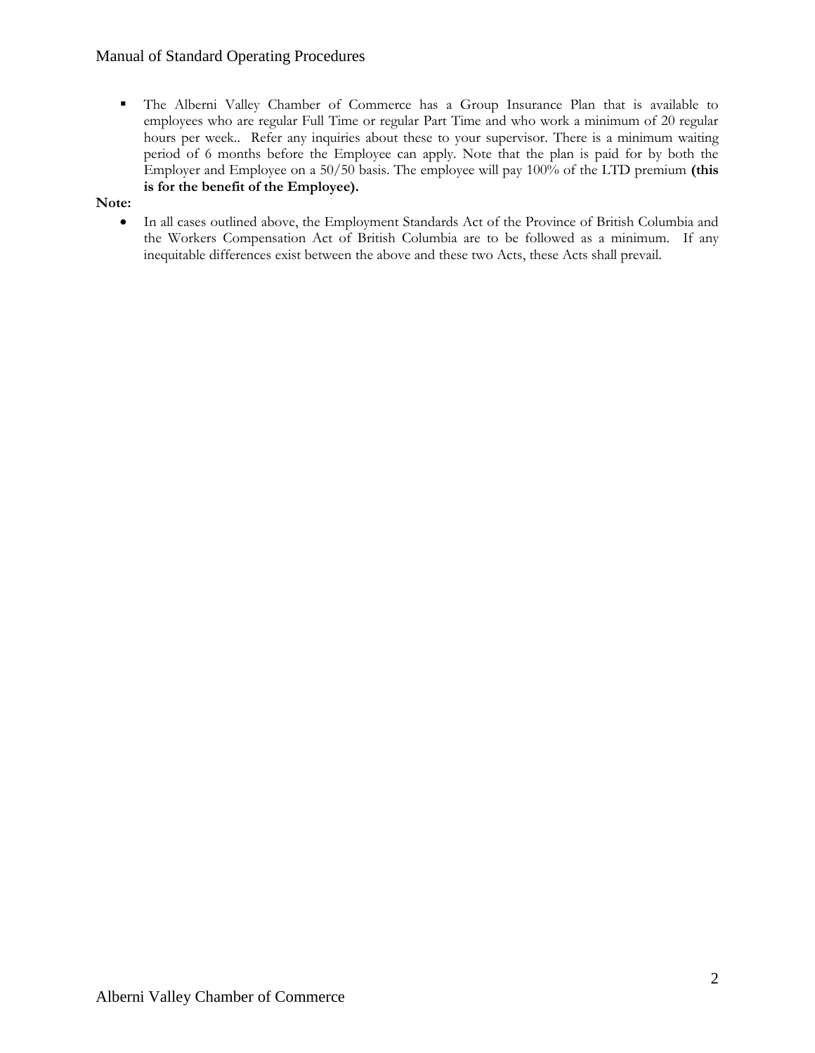- The Alberni Valley Chamber of Commerce has a Group Insurance Plan that is available to employees who are regular Full Time or regular Part Time and who work a minimum of 20 regular hours per week.. Refer any inquiries about these to your supervisor. There is a minimum waiting period of 6 months before the Employee can apply. Note that the plan is paid for by both the Employer and Employee on a 50/50 basis. The employee will pay 100% of the LTD premium **(this is for the benefit of the Employee).**

**Note:**

- In all cases outlined above, the Employment Standards Act of the Province of British Columbia and the Workers Compensation Act of British Columbia are to be followed as a minimum. If any inequitable differences exist between the above and these two Acts, these Acts shall prevail.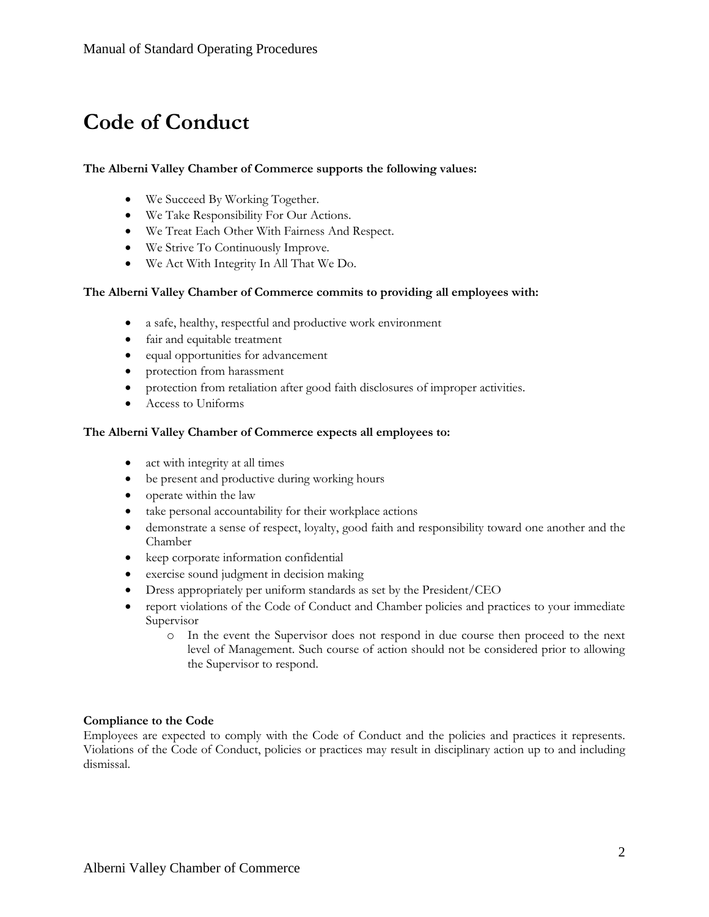# Code of Conduct

**The Alberni Valley Chamber of Commerce supports the following values:**

- We Succeed By Working Together.
- We Take Responsibility For Our Actions.
- We Treat Each Other With Fairness And Respect.
- We Strive To Continuously Improve.
- We Act With Integrity In All That We Do.

**The Alberni Valley Chamber of Commerce commits to providing all employees with:**

- a safe, healthy, respectful and productive work environment
- fair and equitable treatment
- equal opportunities for advancement
- protection from harassment
- protection from retaliation after good faith disclosures of improper activities.
- Access to Uniforms

**The Alberni Valley Chamber of Commerce expects all employees to:**

- act with integrity at all times
- be present and productive during working hours
- operate within the law
- take personal accountability for their workplace actions
- demonstrate a sense of respect, loyalty, good faith and responsibility toward one another and the Chamber
- keep corporate information confidential
- exercise sound judgment in decision making
- Dress appropriately per uniform standards as set by the President/CEO
- report violations of the Code of Conduct and Chamber policies and practices to your immediate Supervisor
  - In the event the Supervisor does not respond in due course then proceed to the next level of Management. Such course of action should not be considered prior to allowing the Supervisor to respond.

**Compliance to the Code**

Employees are expected to comply with the Code of Conduct and the policies and practices it represents. Violations of the Code of Conduct, policies or practices may result in disciplinary action up to and including dismissal.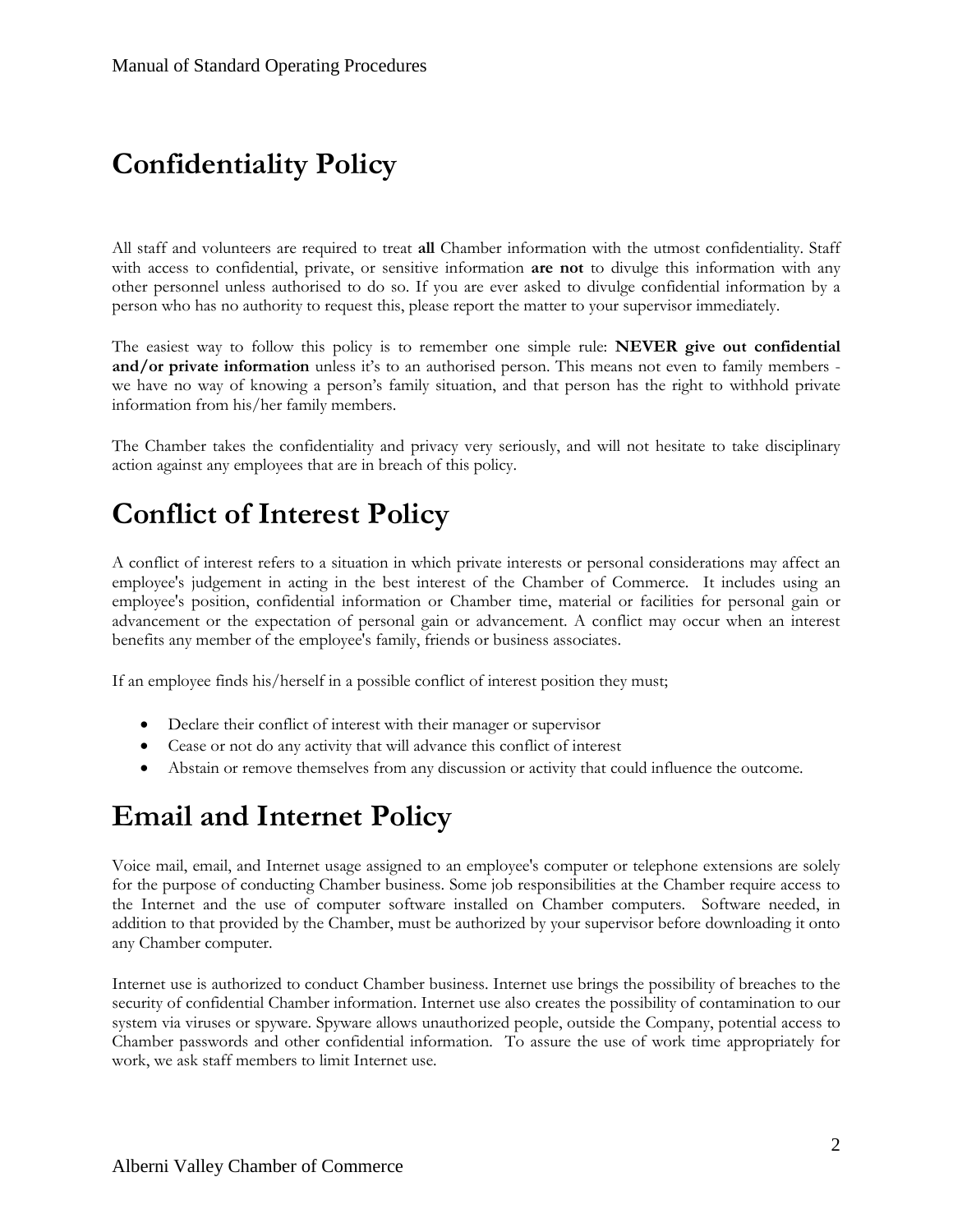# Confidentiality Policy

All staff and volunteers are required to treat **all** Chamber information with the utmost confidentiality. Staff with access to confidential, private, or sensitive information **are not** to divulge this information with any other personnel unless authorised to do so. If you are ever asked to divulge confidential information by a person who has no authority to request this, please report the matter to your supervisor immediately.

The easiest way to follow this policy is to remember one simple rule: **NEVER give out confidential and/or private information** unless it's to an authorised person. This means not even to family members - we have no way of knowing a person's family situation, and that person has the right to withhold private information from his/her family members.

The Chamber takes the confidentiality and privacy very seriously, and will not hesitate to take disciplinary action against any employees that are in breach of this policy.

# Conflict of Interest Policy

A conflict of interest refers to a situation in which private interests or personal considerations may affect an employee's judgement in acting in the best interest of the Chamber of Commerce. It includes using an employee's position, confidential information or Chamber time, material or facilities for personal gain or advancement or the expectation of personal gain or advancement. A conflict may occur when an interest benefits any member of the employee's family, friends or business associates.

If an employee finds his/herself in a possible conflict of interest position they must;

- Declare their conflict of interest with their manager or supervisor
- Cease or not do any activity that will advance this conflict of interest
- Abstain or remove themselves from any discussion or activity that could influence the outcome.

# Email and Internet Policy

Voice mail, email, and Internet usage assigned to an employee's computer or telephone extensions are solely for the purpose of conducting Chamber business. Some job responsibilities at the Chamber require access to the Internet and the use of computer software installed on Chamber computers. Software needed, in addition to that provided by the Chamber, must be authorized by your supervisor before downloading it onto any Chamber computer.

Internet use is authorized to conduct Chamber business. Internet use brings the possibility of breaches to the security of confidential Chamber information. Internet use also creates the possibility of contamination to our system via viruses or spyware. Spyware allows unauthorized people, outside the Company, potential access to Chamber passwords and other confidential information. To assure the use of work time appropriately for work, we ask staff members to limit Internet use.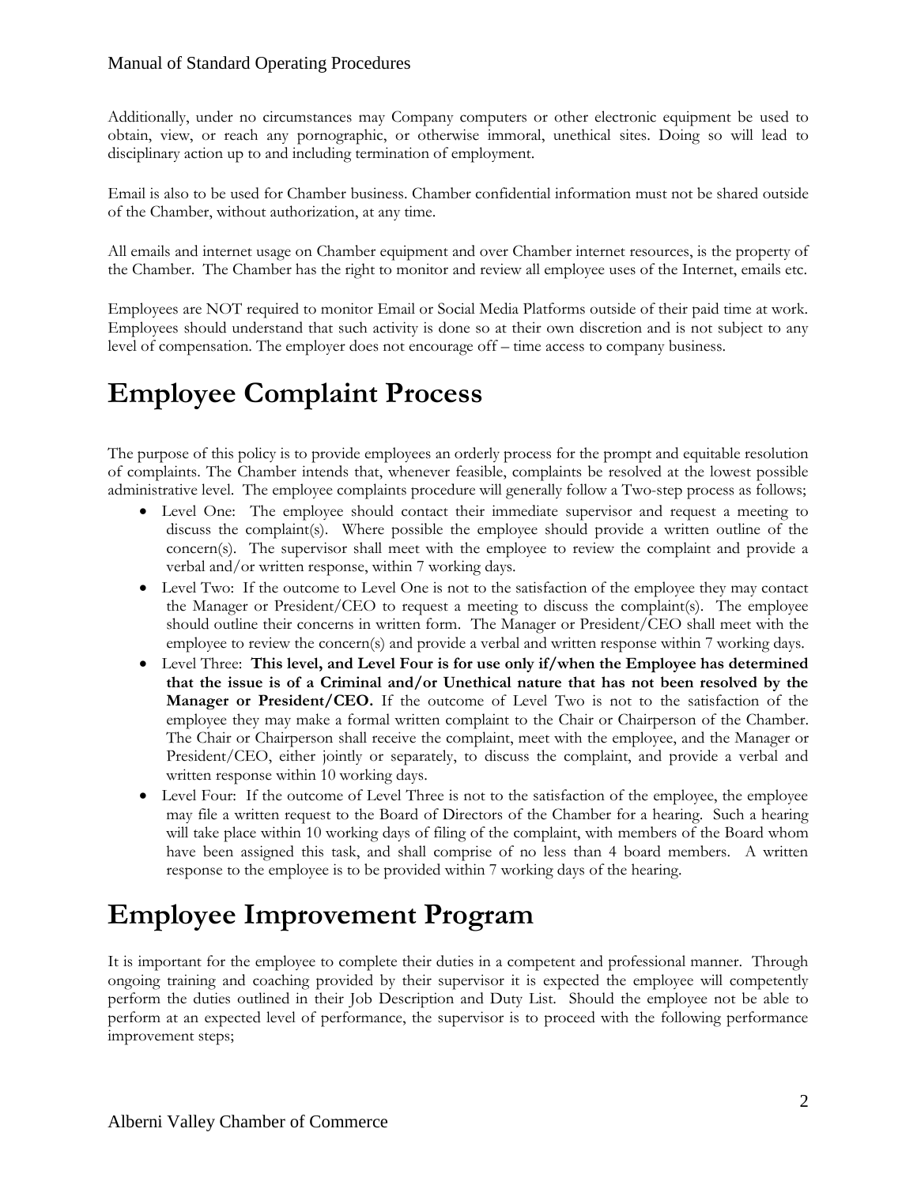Additionally, under no circumstances may Company computers or other electronic equipment be used to obtain, view, or reach any pornographic, or otherwise immoral, unethical sites. Doing so will lead to disciplinary action up to and including termination of employment.

Email is also to be used for Chamber business. Chamber confidential information must not be shared outside of the Chamber, without authorization, at any time.

All emails and internet usage on Chamber equipment and over Chamber internet resources, is the property of the Chamber. The Chamber has the right to monitor and review all employee uses of the Internet, emails etc.

Employees are NOT required to monitor Email or Social Media Platforms outside of their paid time at work. Employees should understand that such activity is done so at their own discretion and is not subject to any level of compensation. The employer does not encourage off – time access to company business.

# Employee Complaint Process

The purpose of this policy is to provide employees an orderly process for the prompt and equitable resolution of complaints. The Chamber intends that, whenever feasible, complaints be resolved at the lowest possible administrative level. The employee complaints procedure will generally follow a Two-step process as follows;

- Level One: The employee should contact their immediate supervisor and request a meeting to discuss the complaint(s). Where possible the employee should provide a written outline of the concern(s). The supervisor shall meet with the employee to review the complaint and provide a verbal and/or written response, within 7 working days.
- Level Two: If the outcome to Level One is not to the satisfaction of the employee they may contact the Manager or President/CEO to request a meeting to discuss the complaint(s). The employee should outline their concerns in written form. The Manager or President/CEO shall meet with the employee to review the concern(s) and provide a verbal and written response within 7 working days.
- Level Three: **This level, and Level Four is for use only if/when the Employee has determined that the issue is of a Criminal and/or Unethical nature that has not been resolved by the Manager or President/CEO.** If the outcome of Level Two is not to the satisfaction of the employee they may make a formal written complaint to the Chair or Chairperson of the Chamber. The Chair or Chairperson shall receive the complaint, meet with the employee, and the Manager or President/CEO, either jointly or separately, to discuss the complaint, and provide a verbal and written response within 10 working days.
- Level Four: If the outcome of Level Three is not to the satisfaction of the employee, the employee may file a written request to the Board of Directors of the Chamber for a hearing. Such a hearing will take place within 10 working days of filing of the complaint, with members of the Board whom have been assigned this task, and shall comprise of no less than 4 board members. A written response to the employee is to be provided within 7 working days of the hearing.

# Employee Improvement Program

It is important for the employee to complete their duties in a competent and professional manner. Through ongoing training and coaching provided by their supervisor it is expected the employee will competently perform the duties outlined in their Job Description and Duty List. Should the employee not be able to perform at an expected level of performance, the supervisor is to proceed with the following performance improvement steps;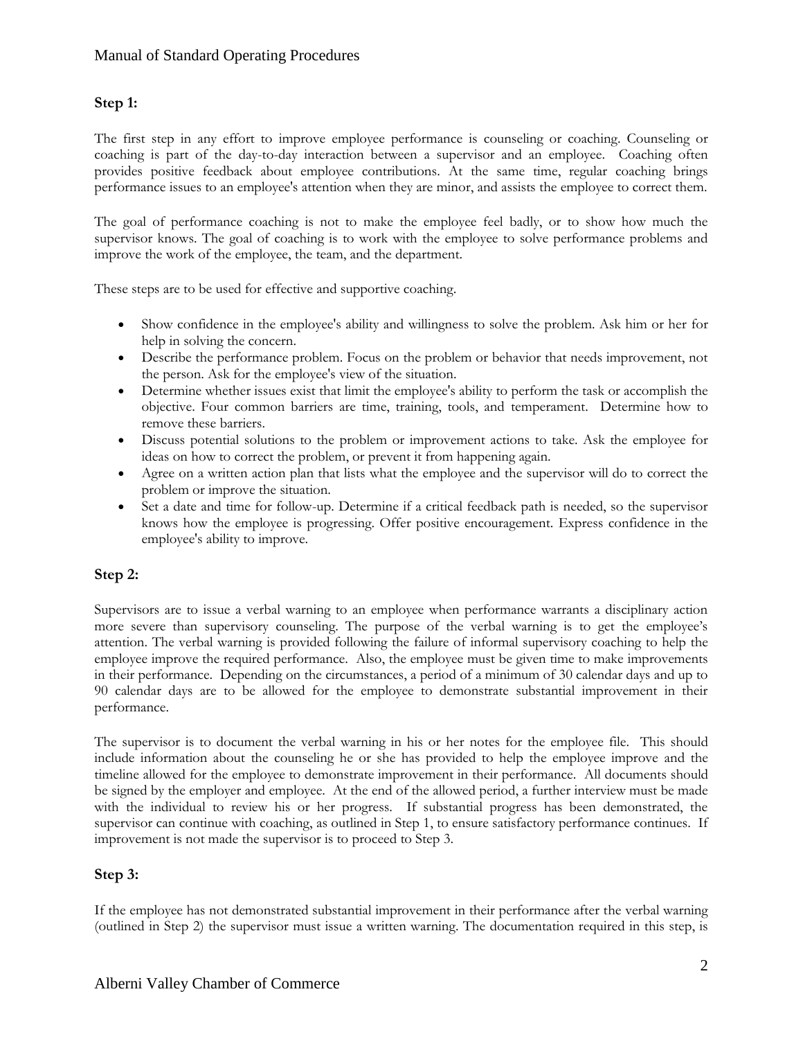### Step 1:

The first step in any effort to improve employee performance is counseling or coaching. Counseling or coaching is part of the day-to-day interaction between a supervisor and an employee. Coaching often provides positive feedback about employee contributions. At the same time, regular coaching brings performance issues to an employee's attention when they are minor, and assists the employee to correct them.

The goal of performance coaching is not to make the employee feel badly, or to show how much the supervisor knows. The goal of coaching is to work with the employee to solve performance problems and improve the work of the employee, the team, and the department.

These steps are to be used for effective and supportive coaching.

- Show confidence in the employee's ability and willingness to solve the problem. Ask him or her for help in solving the concern.
- Describe the performance problem. Focus on the problem or behavior that needs improvement, not the person. Ask for the employee's view of the situation.
- Determine whether issues exist that limit the employee's ability to perform the task or accomplish the objective. Four common barriers are time, training, tools, and temperament. Determine how to remove these barriers.
- Discuss potential solutions to the problem or improvement actions to take. Ask the employee for ideas on how to correct the problem, or prevent it from happening again.
- Agree on a written action plan that lists what the employee and the supervisor will do to correct the problem or improve the situation.
- Set a date and time for follow-up. Determine if a critical feedback path is needed, so the supervisor knows how the employee is progressing. Offer positive encouragement. Express confidence in the employee's ability to improve.

### Step 2:

Supervisors are to issue a verbal warning to an employee when performance warrants a disciplinary action more severe than supervisory counseling. The purpose of the verbal warning is to get the employee's attention. The verbal warning is provided following the failure of informal supervisory coaching to help the employee improve the required performance. Also, the employee must be given time to make improvements in their performance. Depending on the circumstances, a period of a minimum of 30 calendar days and up to 90 calendar days are to be allowed for the employee to demonstrate substantial improvement in their performance.

The supervisor is to document the verbal warning in his or her notes for the employee file. This should include information about the counseling he or she has provided to help the employee improve and the timeline allowed for the employee to demonstrate improvement in their performance. All documents should be signed by the employer and employee. At the end of the allowed period, a further interview must be made with the individual to review his or her progress. If substantial progress has been demonstrated, the supervisor can continue with coaching, as outlined in Step 1, to ensure satisfactory performance continues. If improvement is not made the supervisor is to proceed to Step 3.

### Step 3:

If the employee has not demonstrated substantial improvement in their performance after the verbal warning (outlined in Step 2) the supervisor must issue a written warning. The documentation required in this step, is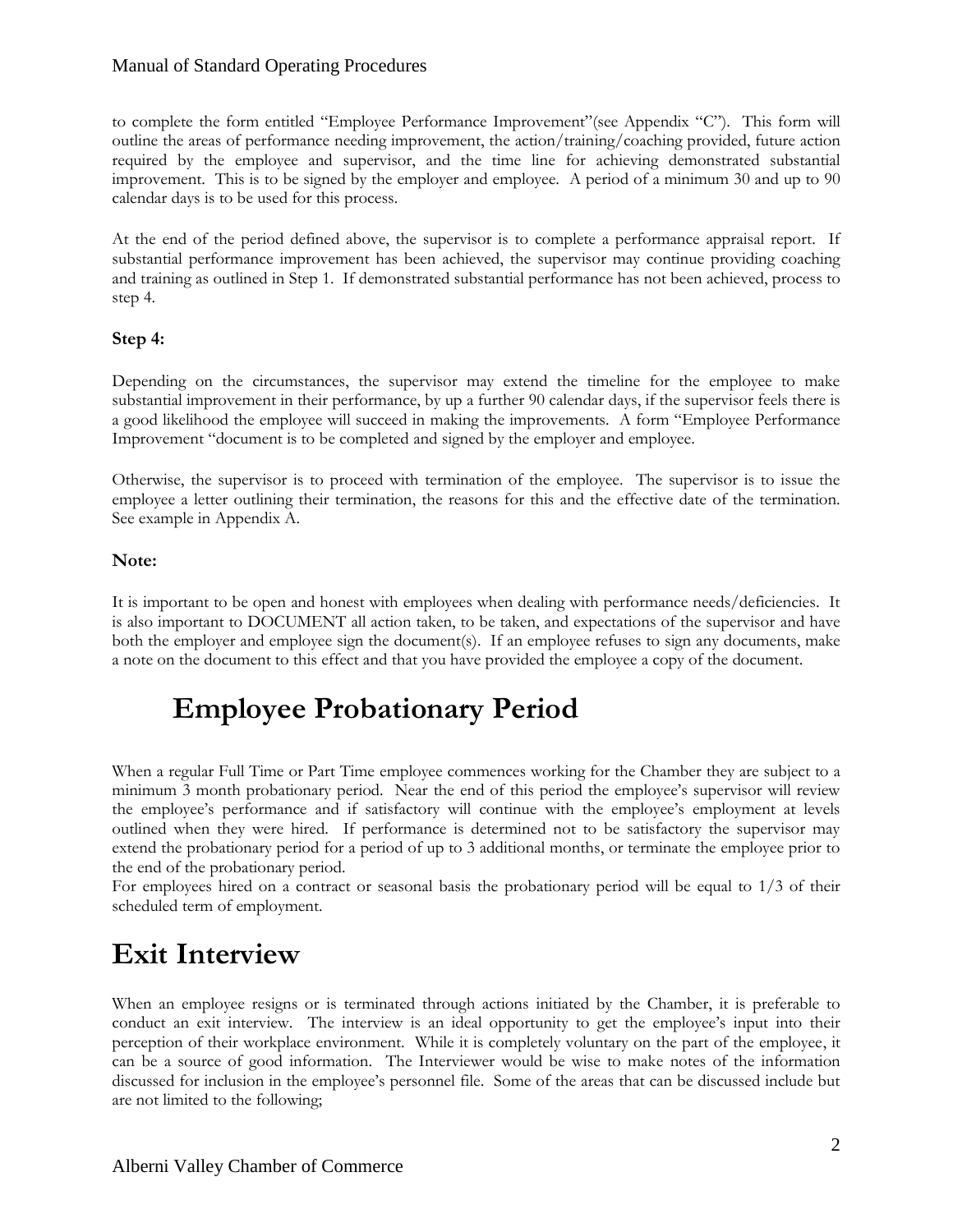to complete the form entitled "Employee Performance Improvement"(see Appendix "C"). This form will outline the areas of performance needing improvement, the action/training/coaching provided, future action required by the employee and supervisor, and the time line for achieving demonstrated substantial improvement. This is to be signed by the employer and employee. A period of a minimum 30 and up to 90 calendar days is to be used for this process.

At the end of the period defined above, the supervisor is to complete a performance appraisal report. If substantial performance improvement has been achieved, the supervisor may continue providing coaching and training as outlined in Step 1. If demonstrated substantial performance has not been achieved, process to step 4.

**Step 4:**

Depending on the circumstances, the supervisor may extend the timeline for the employee to make substantial improvement in their performance, by up a further 90 calendar days, if the supervisor feels there is a good likelihood the employee will succeed in making the improvements. A form "Employee Performance Improvement "document is to be completed and signed by the employer and employee.

Otherwise, the supervisor is to proceed with termination of the employee. The supervisor is to issue the employee a letter outlining their termination, the reasons for this and the effective date of the termination. See example in Appendix A.

**Note:**

It is important to be open and honest with employees when dealing with performance needs/deficiencies. It is also important to DOCUMENT all action taken, to be taken, and expectations of the supervisor and have both the employer and employee sign the document(s). If an employee refuses to sign any documents, make a note on the document to this effect and that you have provided the employee a copy of the document.

# Employee Probationary Period

When a regular Full Time or Part Time employee commences working for the Chamber they are subject to a minimum 3 month probationary period. Near the end of this period the employee's supervisor will review the employee's performance and if satisfactory will continue with the employee's employment at levels outlined when they were hired. If performance is determined not to be satisfactory the supervisor may extend the probationary period for a period of up to 3 additional months, or terminate the employee prior to the end of the probationary period.
For employees hired on a contract or seasonal basis the probationary period will be equal to 1/3 of their scheduled term of employment.

# Exit Interview

When an employee resigns or is terminated through actions initiated by the Chamber, it is preferable to conduct an exit interview. The interview is an ideal opportunity to get the employee's input into their perception of their workplace environment. While it is completely voluntary on the part of the employee, it can be a source of good information. The Interviewer would be wise to make notes of the information discussed for inclusion in the employee's personnel file. Some of the areas that can be discussed include but are not limited to the following;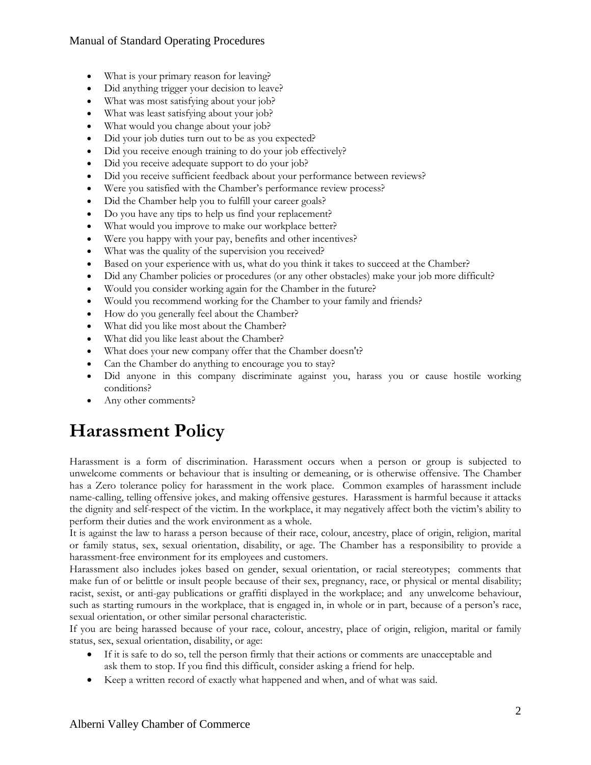- What is your primary reason for leaving?
- Did anything trigger your decision to leave?
- What was most satisfying about your job?
- What was least satisfying about your job?
- What would you change about your job?
- Did your job duties turn out to be as you expected?
- Did you receive enough training to do your job effectively?
- Did you receive adequate support to do your job?
- Did you receive sufficient feedback about your performance between reviews?
- Were you satisfied with the Chamber's performance review process?
- Did the Chamber help you to fulfill your career goals?
- Do you have any tips to help us find your replacement?
- What would you improve to make our workplace better?
- Were you happy with your pay, benefits and other incentives?
- What was the quality of the supervision you received?
- Based on your experience with us, what do you think it takes to succeed at the Chamber?
- Did any Chamber policies or procedures (or any other obstacles) make your job more difficult?
- Would you consider working again for the Chamber in the future?
- Would you recommend working for the Chamber to your family and friends?
- How do you generally feel about the Chamber?
- What did you like most about the Chamber?
- What did you like least about the Chamber?
- What does your new company offer that the Chamber doesn't?
- Can the Chamber do anything to encourage you to stay?
- Did anyone in this company discriminate against you, harass you or cause hostile working conditions?
- Any other comments?

# Harassment Policy

Harassment is a form of discrimination. Harassment occurs when a person or group is subjected to unwelcome comments or behaviour that is insulting or demeaning, or is otherwise offensive. The Chamber has a Zero tolerance policy for harassment in the work place. Common examples of harassment include name-calling, telling offensive jokes, and making offensive gestures. Harassment is harmful because it attacks the dignity and self-respect of the victim. In the workplace, it may negatively affect both the victim's ability to perform their duties and the work environment as a whole.

It is against the law to harass a person because of their race, colour, ancestry, place of origin, religion, marital or family status, sex, sexual orientation, disability, or age. The Chamber has a responsibility to provide a harassment-free environment for its employees and customers.

Harassment also includes jokes based on gender, sexual orientation, or racial stereotypes; comments that make fun of or belittle or insult people because of their sex, pregnancy, race, or physical or mental disability; racist, sexist, or anti-gay publications or graffiti displayed in the workplace; and any unwelcome behaviour, such as starting rumours in the workplace, that is engaged in, in whole or in part, because of a person's race, sexual orientation, or other similar personal characteristic.

If you are being harassed because of your race, colour, ancestry, place of origin, religion, marital or family status, sex, sexual orientation, disability, or age:

- If it is safe to do so, tell the person firmly that their actions or comments are unacceptable and ask them to stop. If you find this difficult, consider asking a friend for help.
- Keep a written record of exactly what happened and when, and of what was said.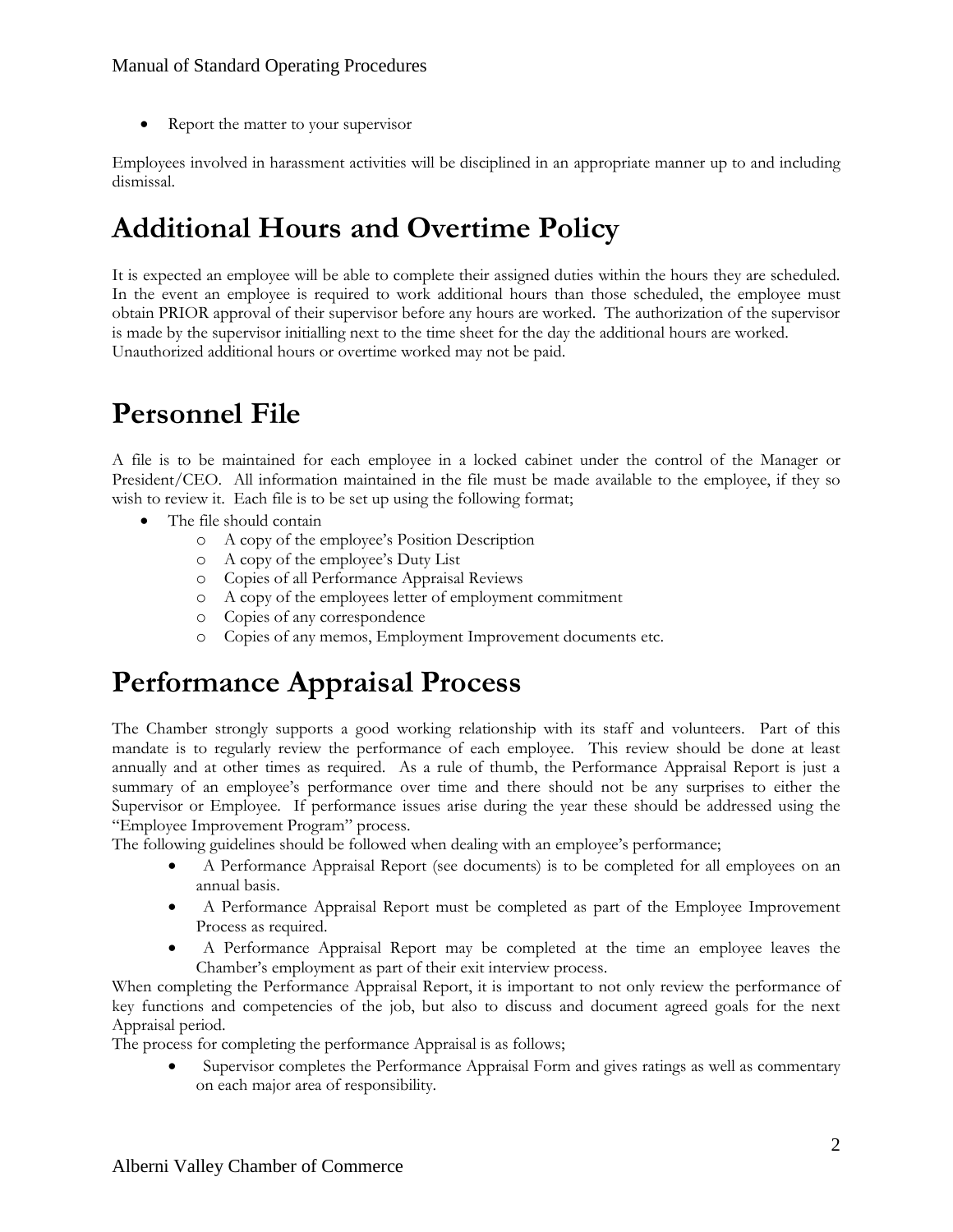- Report the matter to your supervisor

Employees involved in harassment activities will be disciplined in an appropriate manner up to and including dismissal.

# Additional Hours and Overtime Policy

It is expected an employee will be able to complete their assigned duties within the hours they are scheduled. In the event an employee is required to work additional hours than those scheduled, the employee must obtain PRIOR approval of their supervisor before any hours are worked. The authorization of the supervisor is made by the supervisor initialling next to the time sheet for the day the additional hours are worked. Unauthorized additional hours or overtime worked may not be paid.

# Personnel File

A file is to be maintained for each employee in a locked cabinet under the control of the Manager or President/CEO. All information maintained in the file must be made available to the employee, if they so wish to review it. Each file is to be set up using the following format;

- The file should contain
  - A copy of the employee's Position Description
  - A copy of the employee's Duty List
  - Copies of all Performance Appraisal Reviews
  - A copy of the employees letter of employment commitment
  - Copies of any correspondence
  - Copies of any memos, Employment Improvement documents etc.

# Performance Appraisal Process

The Chamber strongly supports a good working relationship with its staff and volunteers. Part of this mandate is to regularly review the performance of each employee. This review should be done at least annually and at other times as required. As a rule of thumb, the Performance Appraisal Report is just a summary of an employee's performance over time and there should not be any surprises to either the Supervisor or Employee. If performance issues arise during the year these should be addressed using the "Employee Improvement Program" process.

The following guidelines should be followed when dealing with an employee's performance;

- A Performance Appraisal Report (see documents) is to be completed for all employees on an annual basis.
- A Performance Appraisal Report must be completed as part of the Employee Improvement Process as required.
- A Performance Appraisal Report may be completed at the time an employee leaves the Chamber's employment as part of their exit interview process.

When completing the Performance Appraisal Report, it is important to not only review the performance of key functions and competencies of the job, but also to discuss and document agreed goals for the next Appraisal period.

The process for completing the performance Appraisal is as follows;

- Supervisor completes the Performance Appraisal Form and gives ratings as well as commentary on each major area of responsibility.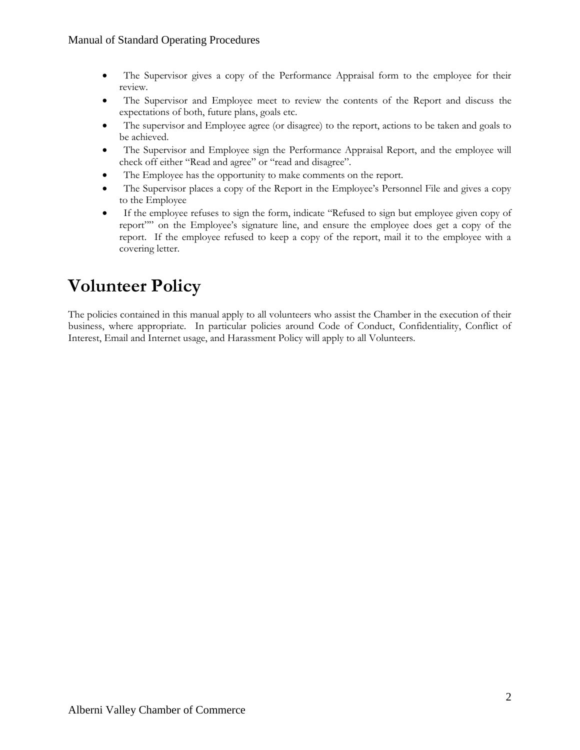- The Supervisor gives a copy of the Performance Appraisal form to the employee for their review.
- The Supervisor and Employee meet to review the contents of the Report and discuss the expectations of both, future plans, goals etc.
- The supervisor and Employee agree (or disagree) to the report, actions to be taken and goals to be achieved.
- The Supervisor and Employee sign the Performance Appraisal Report, and the employee will check off either "Read and agree" or "read and disagree".
- The Employee has the opportunity to make comments on the report.
- The Supervisor places a copy of the Report in the Employee's Personnel File and gives a copy to the Employee
- If the employee refuses to sign the form, indicate "Refused to sign but employee given copy of report"" on the Employee's signature line, and ensure the employee does get a copy of the report. If the employee refused to keep a copy of the report, mail it to the employee with a covering letter.

# Volunteer Policy

The policies contained in this manual apply to all volunteers who assist the Chamber in the execution of their business, where appropriate. In particular policies around Code of Conduct, Confidentiality, Conflict of Interest, Email and Internet usage, and Harassment Policy will apply to all Volunteers.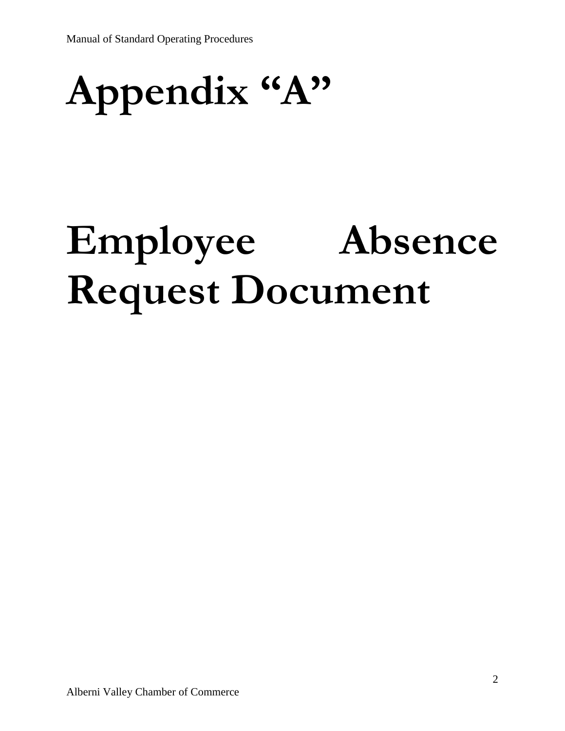# Appendix "A"

# Employee Absence Request Document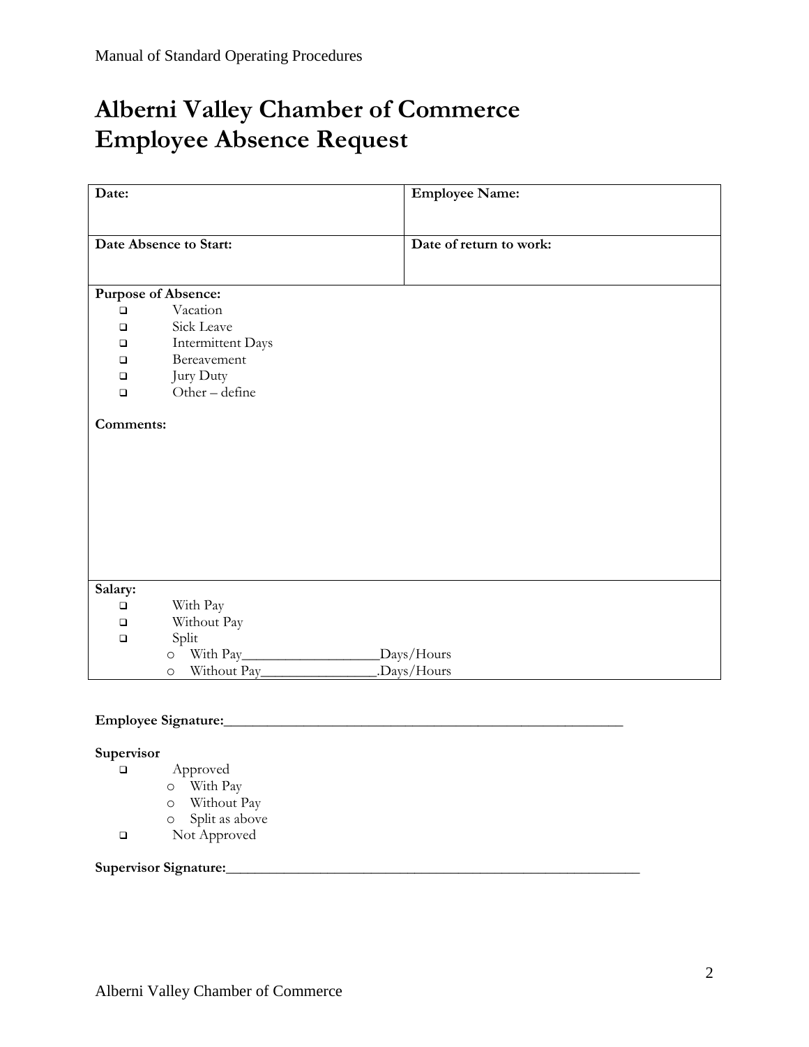# Alberni Valley Chamber of Commerce Employee Absence Request

| **Date:** | **Employee Name:** |
|---|---|
| **Date Absence to Start:** | **Date of return to work:** |

**Purpose of Absence:**

- ❑ Vacation
- ❑ Sick Leave
- ❑ Intermittent Days
- ❑ Bereavement
- ❑ Jury Duty
- ❑ Other – define

**Comments:**

**Salary:**

- ❑ With Pay
- ❑ Without Pay
- ❑ Split
  - o With Pay___________________Days/Hours
  - o Without Pay________________.Days/Hours

**Employee Signature:**_________________________________________________________

**Supervisor**

- ❑ Approved
  - o With Pay
  - o Without Pay
  - o Split as above
- ❑ Not Approved

**Supervisor Signature:**____________________________________________________________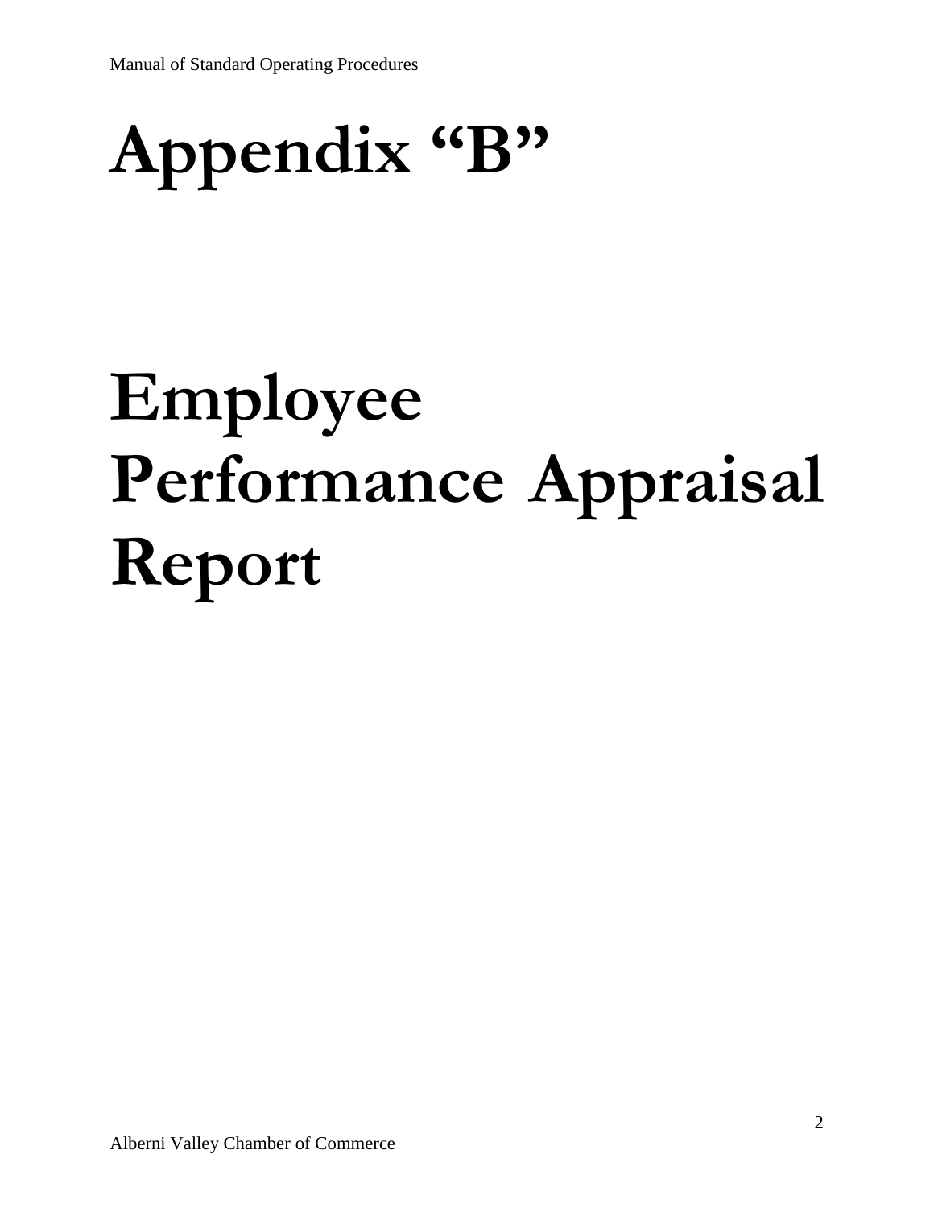# Appendix "B"

# Employee Performance Appraisal Report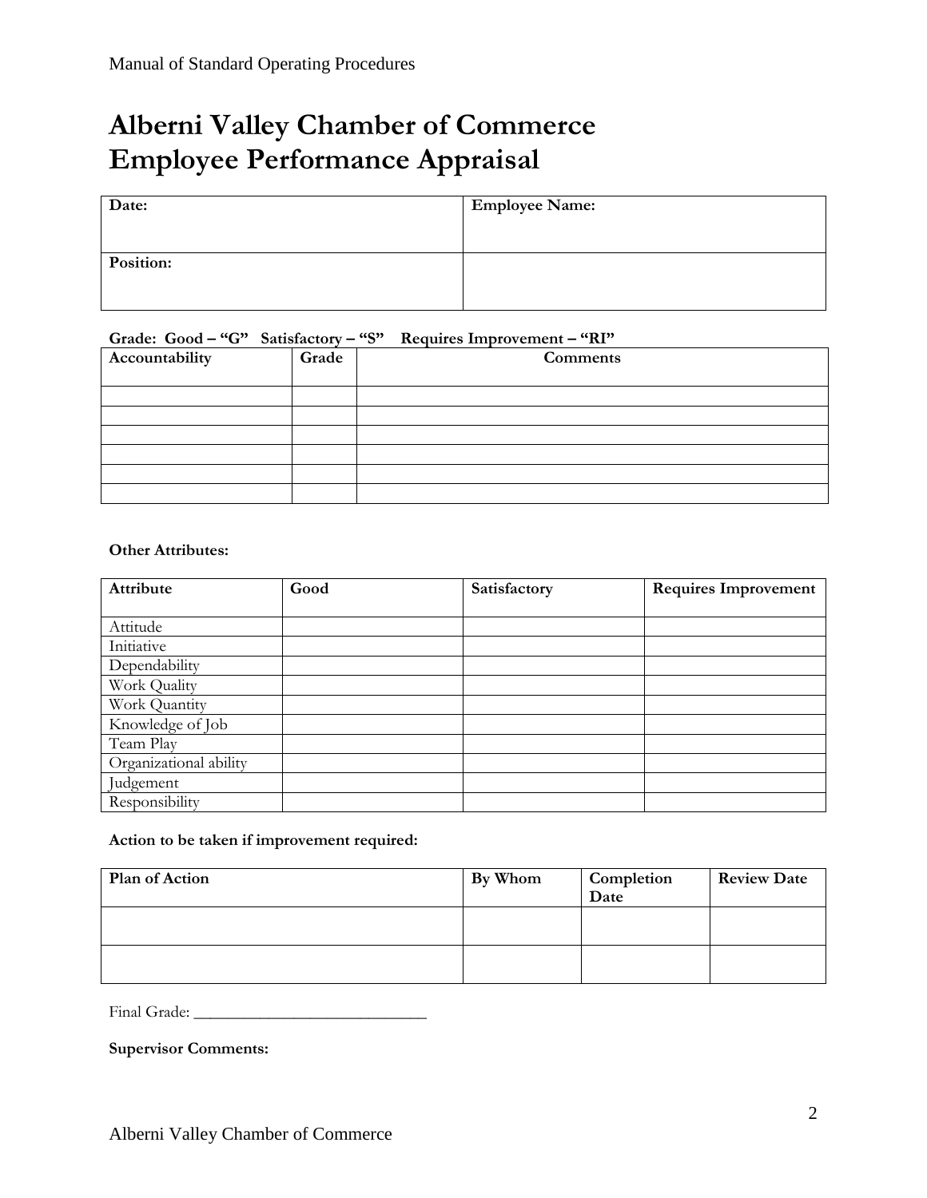# Alberni Valley Chamber of Commerce Employee Performance Appraisal

| **Date:** | **Employee Name:** |
|---|---|
| **Position:** | |

**Grade: Good – "G" Satisfactory – "S" Requires Improvement – "RI"**

| Accountability | Grade | Comments |
|---|---|---|
| | | |
| | | |
| | | |
| | | |
| | | |
| | | |

**Other Attributes:**

| Attribute | Good | Satisfactory | Requires Improvement |
|---|---|---|---|
| Attitude | | | |
| Initiative | | | |
| Dependability | | | |
| Work Quality | | | |
| Work Quantity | | | |
| Knowledge of Job | | | |
| Team Play | | | |
| Organizational ability | | | |
| Judgement | | | |
| Responsibility | | | |

**Action to be taken if improvement required:**

| Plan of Action | By Whom | Completion Date | Review Date |
|---|---|---|---|
| | | | |
| | | | |

Final Grade: ____________________________

**Supervisor Comments:**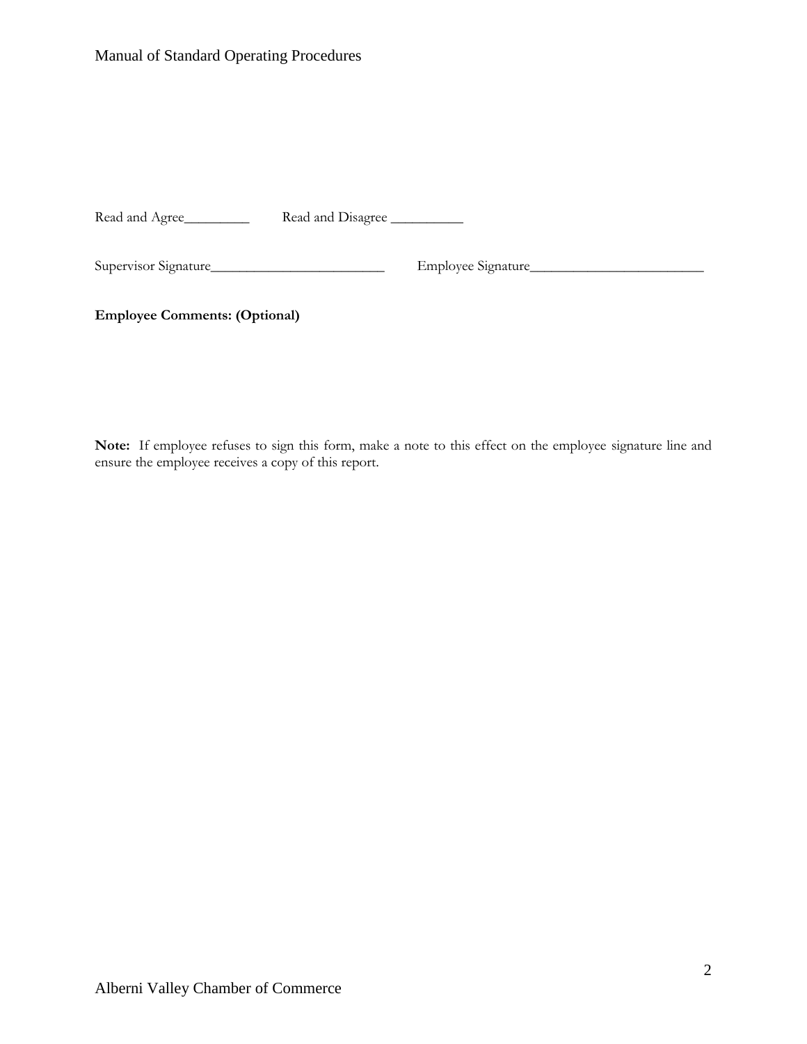Read and Agree_________ Read and Disagree __________

Supervisor Signature________________________ Employee Signature________________________

**Employee Comments: (Optional)**

**Note:** If employee refuses to sign this form, make a note to this effect on the employee signature line and ensure the employee receives a copy of this report.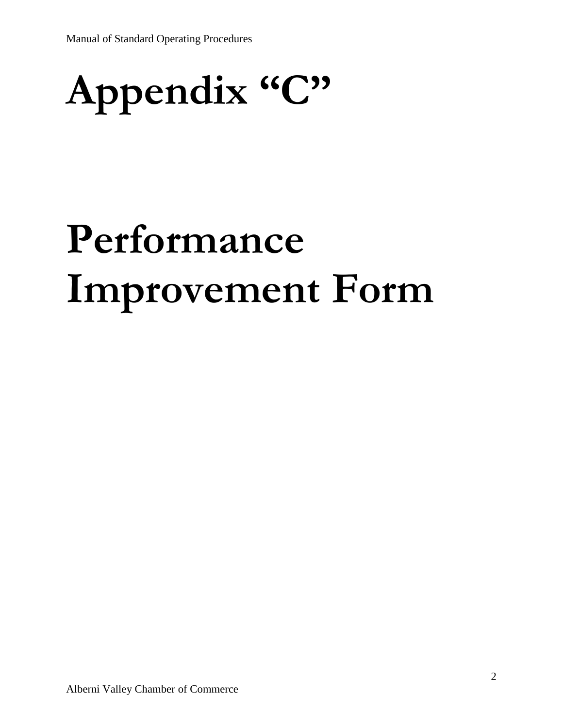# Appendix “C”

# Performance Improvement Form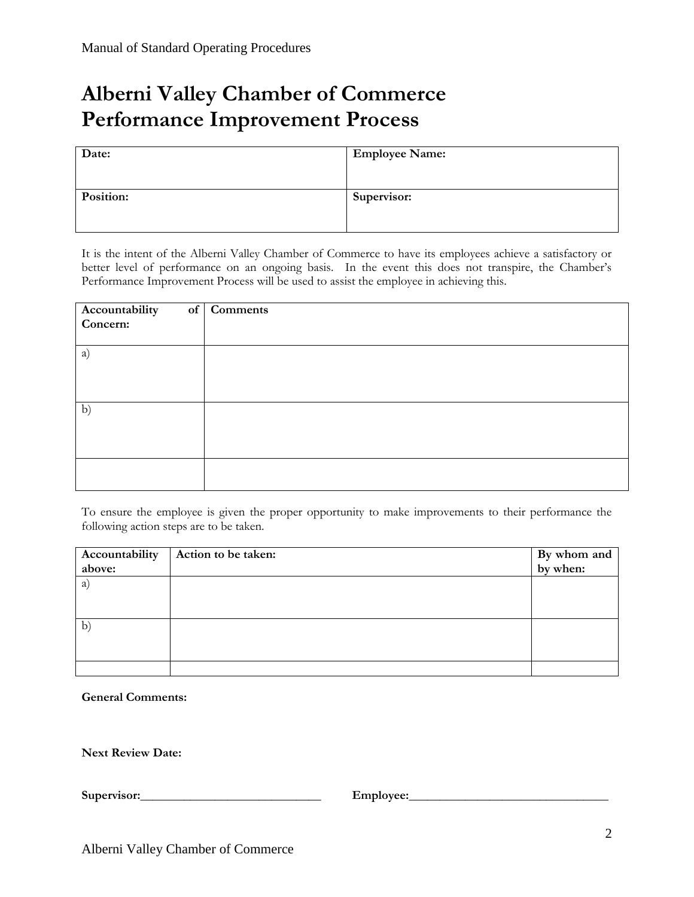# Alberni Valley Chamber of Commerce Performance Improvement Process

| Date: | Employee Name: |
|---|---|
| **Position:** | **Supervisor:** |

It is the intent of the Alberni Valley Chamber of Commerce to have its employees achieve a satisfactory or better level of performance on an ongoing basis. In the event this does not transpire, the Chamber's Performance Improvement Process will be used to assist the employee in achieving this.

| Accountability of Concern: | Comments |
|---|---|
| a) | |
| b) | |
| | |

To ensure the employee is given the proper opportunity to make improvements to their performance the following action steps are to be taken.

| Accountability above: | Action to be taken: | By whom and by when: |
|---|---|---|
| a) | | |
| b) | | |
| | | |

**General Comments:**

**Next Review Date:**

**Supervisor:**______________________________ **Employee:**________________________________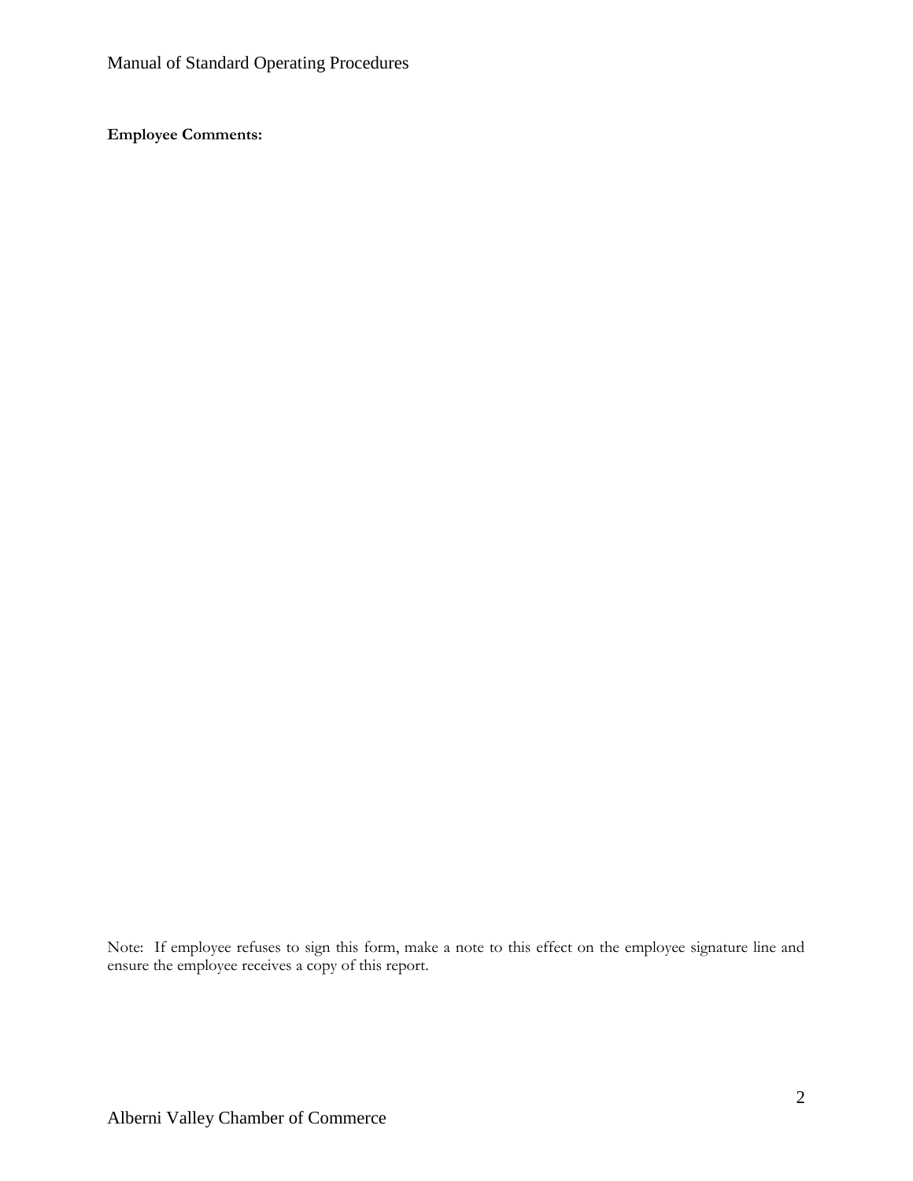**Employee Comments:**

Note: If employee refuses to sign this form, make a note to this effect on the employee signature line and ensure the employee receives a copy of this report.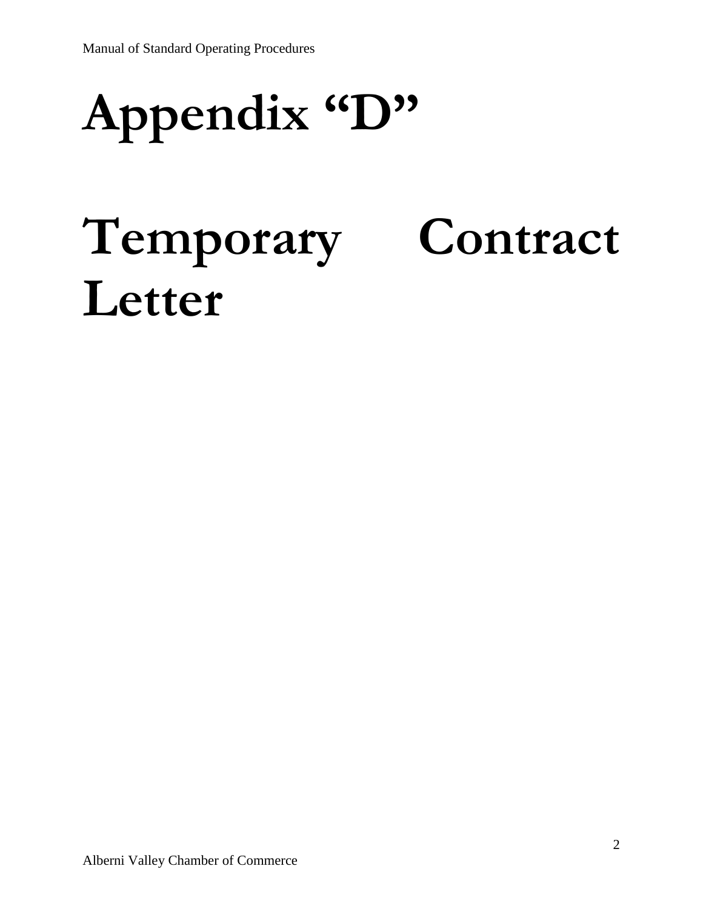# Appendix "D"

# Temporary Contract Letter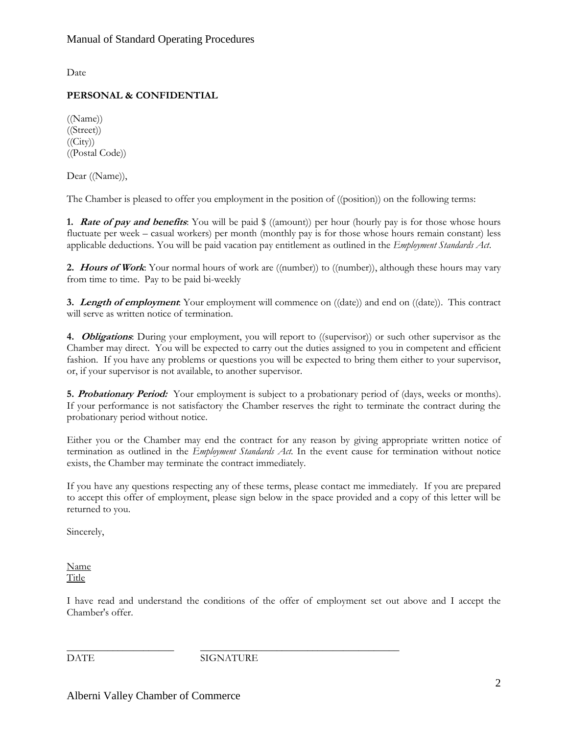Date

**PERSONAL & CONFIDENTIAL**

((Name))
((Street))
((City))
((Postal Code))

Dear ((Name)),

The Chamber is pleased to offer you employment in the position of ((position)) on the following terms:

**1.** ***Rate of pay and benefits***: You will be paid $ ((amount)) per hour (hourly pay is for those whose hours fluctuate per week – casual workers) per month (monthly pay is for those whose hours remain constant) less applicable deductions. You will be paid vacation pay entitlement as outlined in the *Employment Standards Act*.

**2.** ***Hours of Work***: Your normal hours of work are ((number)) to ((number)), although these hours may vary from time to time. Pay to be paid bi-weekly

**3.** ***Length of employment***: Your employment will commence on ((date)) and end on ((date)). This contract will serve as written notice of termination.

**4.** ***Obligations***: During your employment, you will report to ((supervisor)) or such other supervisor as the Chamber may direct. You will be expected to carry out the duties assigned to you in competent and efficient fashion. If you have any problems or questions you will be expected to bring them either to your supervisor, or, if your supervisor is not available, to another supervisor.

**5.** ***Probationary Period:*** Your employment is subject to a probationary period of (days, weeks or months). If your performance is not satisfactory the Chamber reserves the right to terminate the contract during the probationary period without notice.

Either you or the Chamber may end the contract for any reason by giving appropriate written notice of termination as outlined in the *Employment Standards Act*. In the event cause for termination without notice exists, the Chamber may terminate the contract immediately.

If you have any questions respecting any of these terms, please contact me immediately. If you are prepared to accept this offer of employment, please sign below in the space provided and a copy of this letter will be returned to you.

Sincerely,

Name
Title

I have read and understand the conditions of the offer of employment set out above and I accept the Chamber's offer.

\_\_\_\_\_\_\_\_\_\_\_\_\_\_\_\_\_\_\_\_ \_\_\_\_\_\_\_\_\_\_\_\_\_\_\_\_\_\_\_\_\_\_\_\_\_\_\_\_\_\_\_\_\_\_\_\_\_\_

DATE SIGNATURE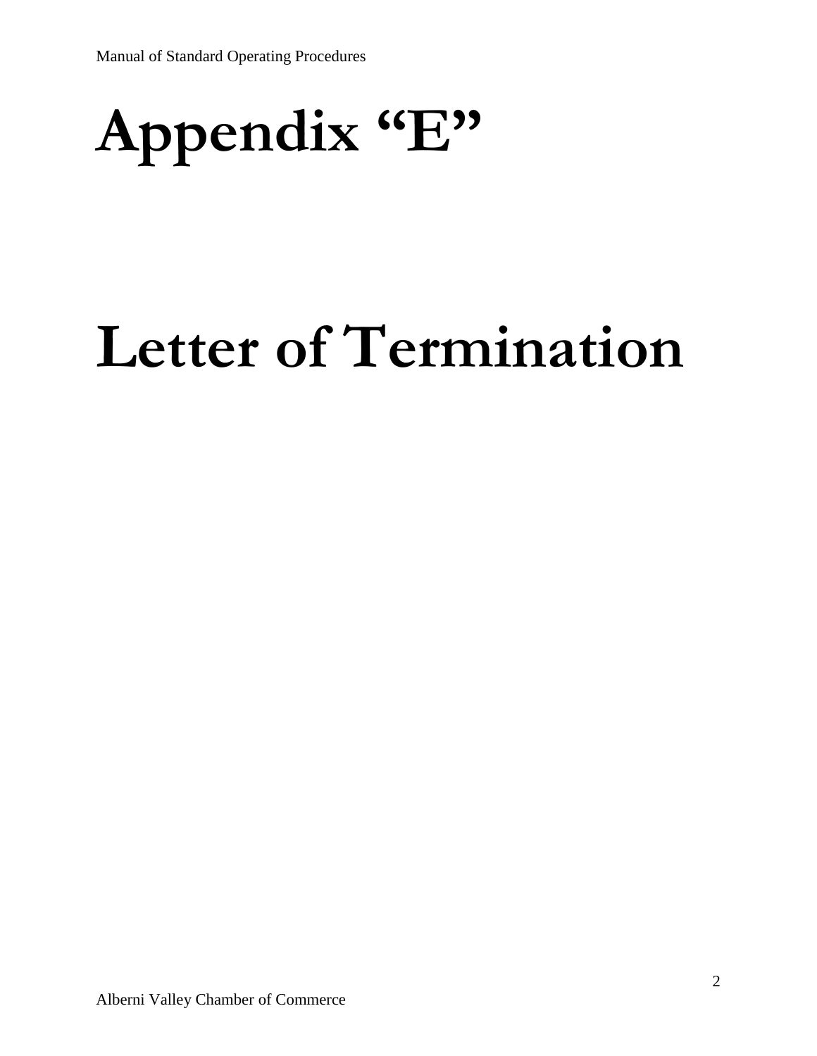# Appendix "E"

# Letter of Termination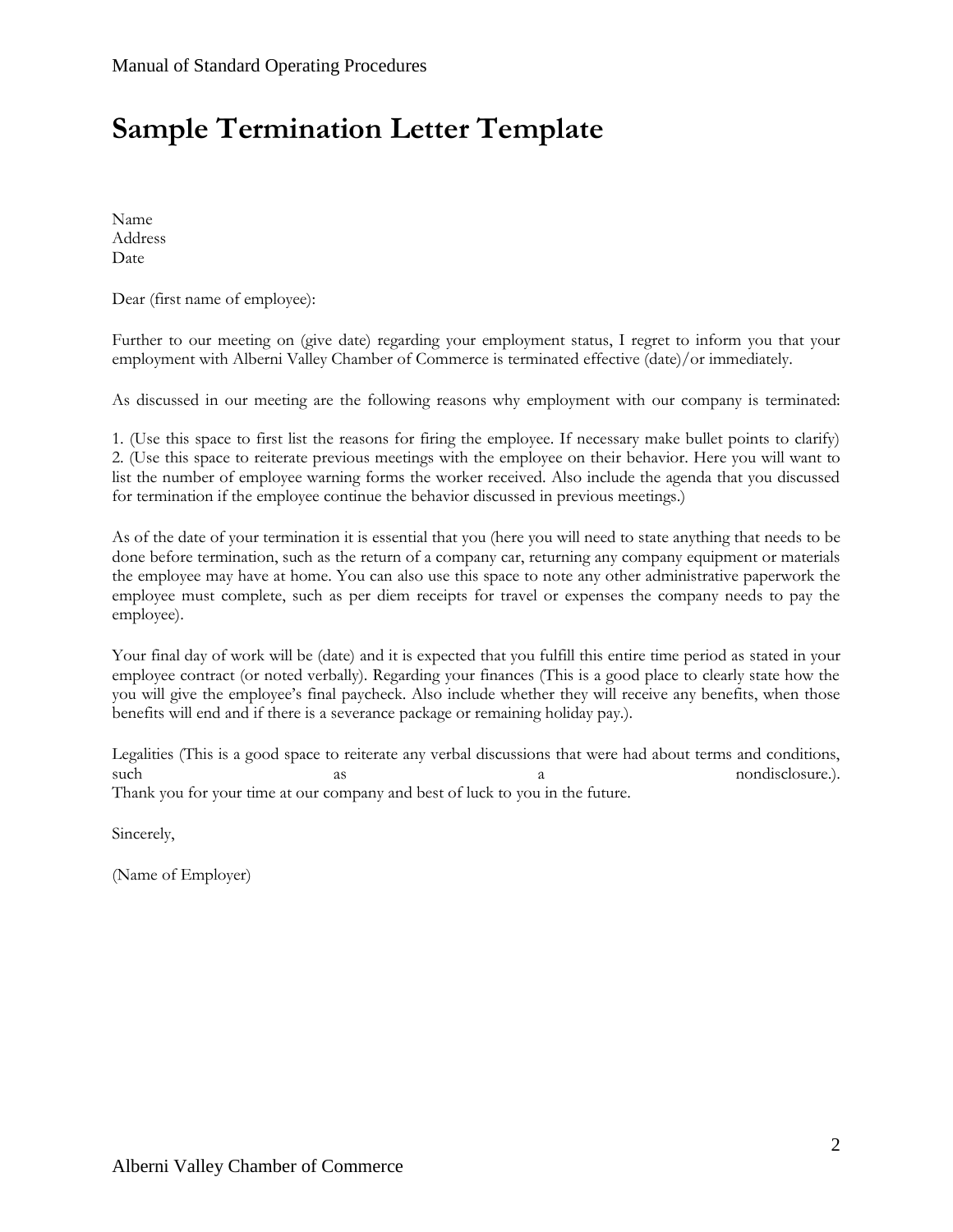# Sample Termination Letter Template

Name
Address
Date

Dear (first name of employee):

Further to our meeting on (give date) regarding your employment status, I regret to inform you that your employment with Alberni Valley Chamber of Commerce is terminated effective (date)/or immediately.

As discussed in our meeting are the following reasons why employment with our company is terminated:

1. (Use this space to first list the reasons for firing the employee. If necessary make bullet points to clarify)
2. (Use this space to reiterate previous meetings with the employee on their behavior. Here you will want to list the number of employee warning forms the worker received. Also include the agenda that you discussed for termination if the employee continue the behavior discussed in previous meetings.)

As of the date of your termination it is essential that you (here you will need to state anything that needs to be done before termination, such as the return of a company car, returning any company equipment or materials the employee may have at home. You can also use this space to note any other administrative paperwork the employee must complete, such as per diem receipts for travel or expenses the company needs to pay the employee).

Your final day of work will be (date) and it is expected that you fulfill this entire time period as stated in your employee contract (or noted verbally). Regarding your finances (This is a good place to clearly state how the you will give the employee's final paycheck. Also include whether they will receive any benefits, when those benefits will end and if there is a severance package or remaining holiday pay.).

Legalities (This is a good space to reiterate any verbal discussions that were had about terms and conditions, such as a nondisclosure.).
Thank you for your time at our company and best of luck to you in the future.

Sincerely,

(Name of Employer)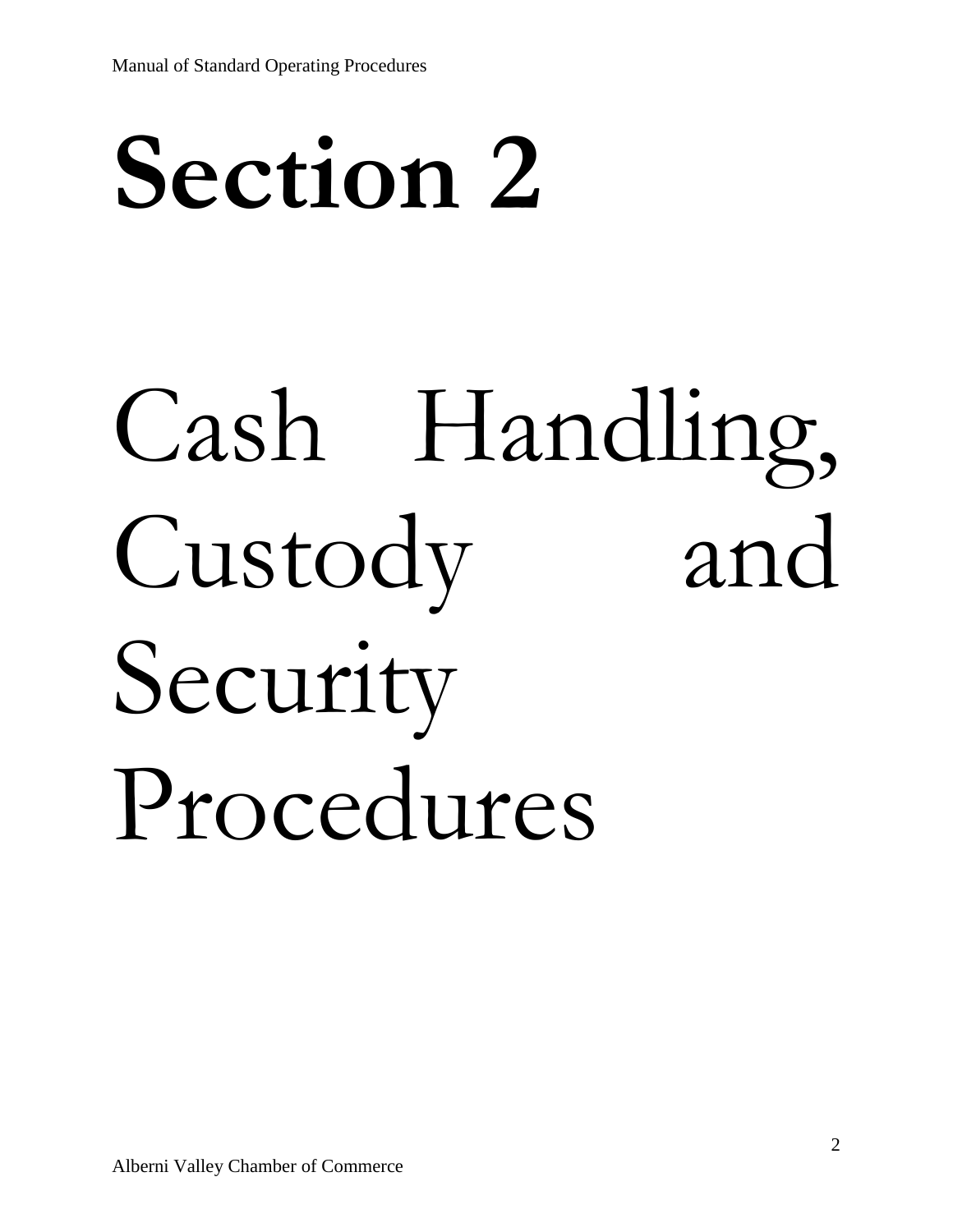# Section 2

# Cash Handling, Custody and Security Procedures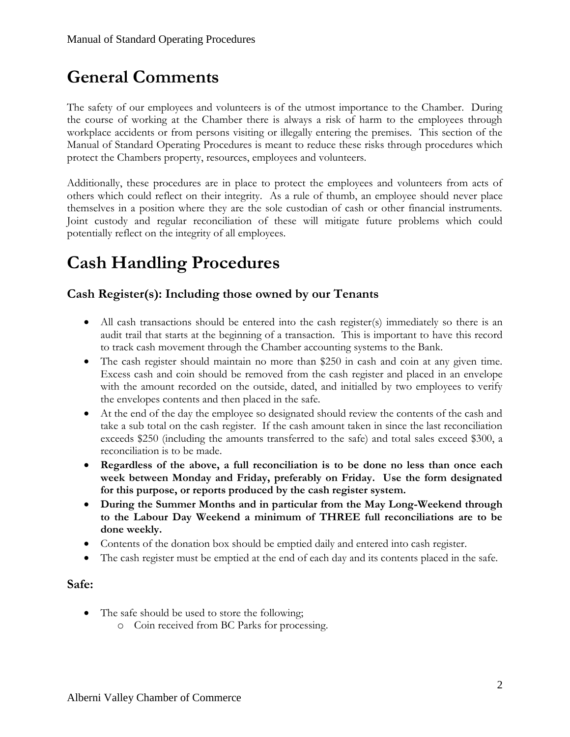# General Comments

The safety of our employees and volunteers is of the utmost importance to the Chamber. During the course of working at the Chamber there is always a risk of harm to the employees through workplace accidents or from persons visiting or illegally entering the premises. This section of the Manual of Standard Operating Procedures is meant to reduce these risks through procedures which protect the Chambers property, resources, employees and volunteers.

Additionally, these procedures are in place to protect the employees and volunteers from acts of others which could reflect on their integrity. As a rule of thumb, an employee should never place themselves in a position where they are the sole custodian of cash or other financial instruments. Joint custody and regular reconciliation of these will mitigate future problems which could potentially reflect on the integrity of all employees.

# Cash Handling Procedures

### Cash Register(s): Including those owned by our Tenants

- All cash transactions should be entered into the cash register(s) immediately so there is an audit trail that starts at the beginning of a transaction. This is important to have this record to track cash movement through the Chamber accounting systems to the Bank.
- The cash register should maintain no more than $250 in cash and coin at any given time. Excess cash and coin should be removed from the cash register and placed in an envelope with the amount recorded on the outside, dated, and initialled by two employees to verify the envelopes contents and then placed in the safe.
- At the end of the day the employee so designated should review the contents of the cash and take a sub total on the cash register. If the cash amount taken in since the last reconciliation exceeds $250 (including the amounts transferred to the safe) and total sales exceed $300, a reconciliation is to be made.
- **Regardless of the above, a full reconciliation is to be done no less than once each week between Monday and Friday, preferably on Friday. Use the form designated for this purpose, or reports produced by the cash register system.**
- **During the Summer Months and in particular from the May Long-Weekend through to the Labour Day Weekend a minimum of THREE full reconciliations are to be done weekly.**
- Contents of the donation box should be emptied daily and entered into cash register.
- The cash register must be emptied at the end of each day and its contents placed in the safe.

### Safe:

- The safe should be used to store the following;
  - Coin received from BC Parks for processing.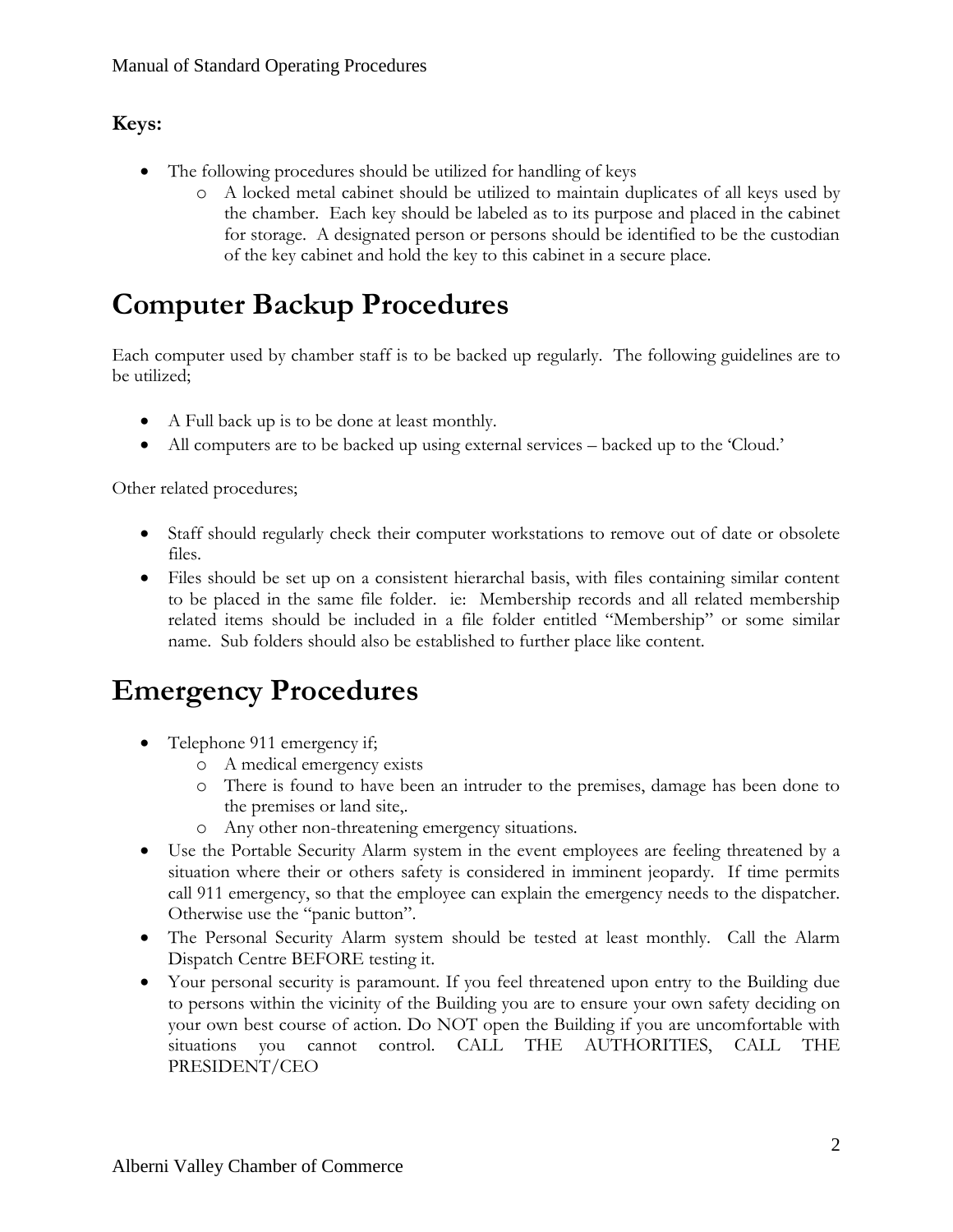**Keys:**

- The following procedures should be utilized for handling of keys
  - A locked metal cabinet should be utilized to maintain duplicates of all keys used by the chamber. Each key should be labeled as to its purpose and placed in the cabinet for storage. A designated person or persons should be identified to be the custodian of the key cabinet and hold the key to this cabinet in a secure place.

# Computer Backup Procedures

Each computer used by chamber staff is to be backed up regularly. The following guidelines are to be utilized;

- A Full back up is to be done at least monthly.
- All computers are to be backed up using external services – backed up to the 'Cloud.'

Other related procedures;

- Staff should regularly check their computer workstations to remove out of date or obsolete files.
- Files should be set up on a consistent hierarchal basis, with files containing similar content to be placed in the same file folder. ie: Membership records and all related membership related items should be included in a file folder entitled "Membership" or some similar name. Sub folders should also be established to further place like content.

# Emergency Procedures

- Telephone 911 emergency if;
  - A medical emergency exists
  - There is found to have been an intruder to the premises, damage has been done to the premises or land site,.
  - Any other non-threatening emergency situations.
- Use the Portable Security Alarm system in the event employees are feeling threatened by a situation where their or others safety is considered in imminent jeopardy. If time permits call 911 emergency, so that the employee can explain the emergency needs to the dispatcher. Otherwise use the "panic button".
- The Personal Security Alarm system should be tested at least monthly. Call the Alarm Dispatch Centre BEFORE testing it.
- Your personal security is paramount. If you feel threatened upon entry to the Building due to persons within the vicinity of the Building you are to ensure your own safety deciding on your own best course of action. Do NOT open the Building if you are uncomfortable with situations you cannot control. CALL THE AUTHORITIES, CALL THE PRESIDENT/CEO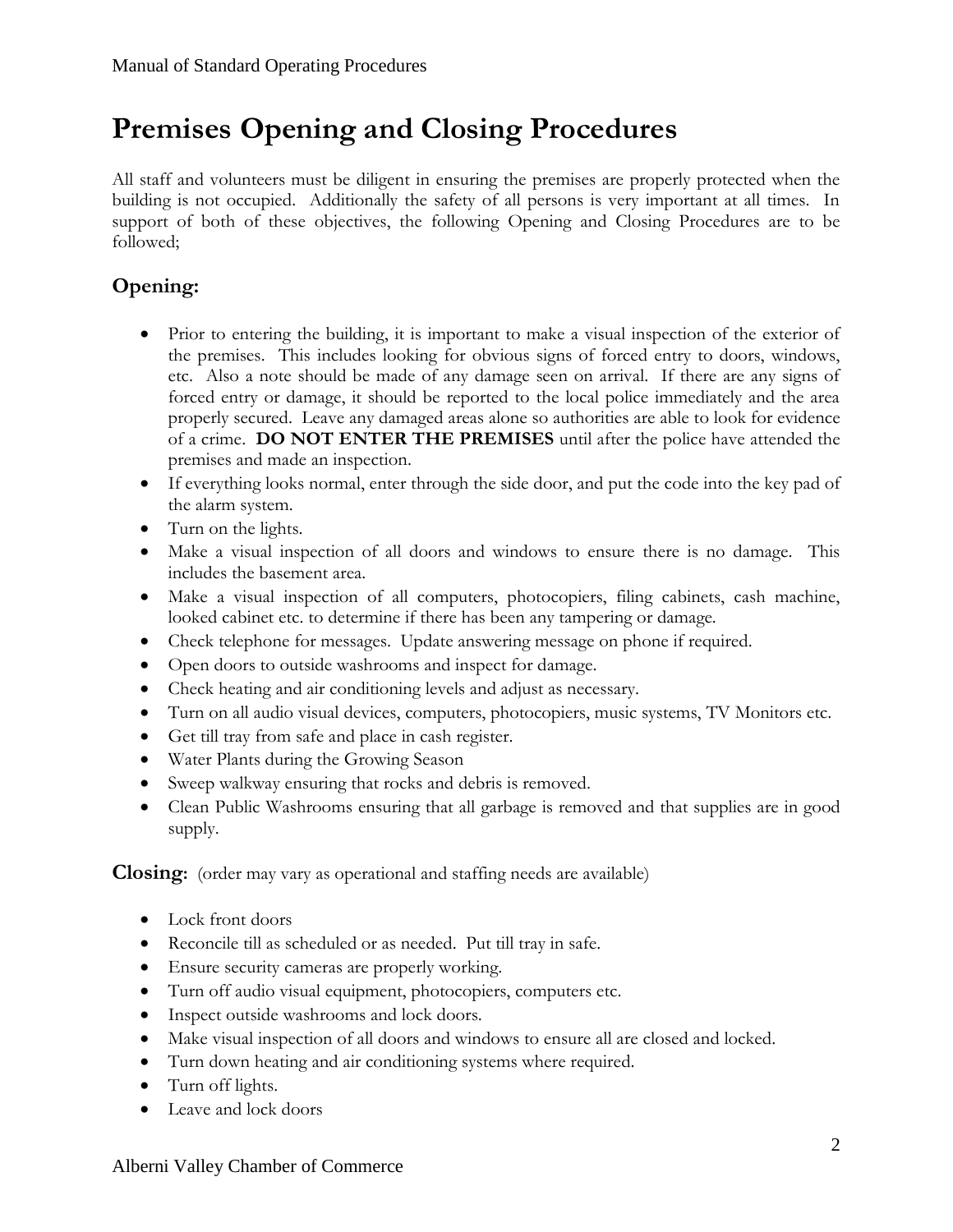# Premises Opening and Closing Procedures

All staff and volunteers must be diligent in ensuring the premises are properly protected when the building is not occupied. Additionally the safety of all persons is very important at all times. In support of both of these objectives, the following Opening and Closing Procedures are to be followed;

## Opening:

- Prior to entering the building, it is important to make a visual inspection of the exterior of the premises. This includes looking for obvious signs of forced entry to doors, windows, etc. Also a note should be made of any damage seen on arrival. If there are any signs of forced entry or damage, it should be reported to the local police immediately and the area properly secured. Leave any damaged areas alone so authorities are able to look for evidence of a crime. **DO NOT ENTER THE PREMISES** until after the police have attended the premises and made an inspection.
- If everything looks normal, enter through the side door, and put the code into the key pad of the alarm system.
- Turn on the lights.
- Make a visual inspection of all doors and windows to ensure there is no damage. This includes the basement area.
- Make a visual inspection of all computers, photocopiers, filing cabinets, cash machine, looked cabinet etc. to determine if there has been any tampering or damage.
- Check telephone for messages. Update answering message on phone if required.
- Open doors to outside washrooms and inspect for damage.
- Check heating and air conditioning levels and adjust as necessary.
- Turn on all audio visual devices, computers, photocopiers, music systems, TV Monitors etc.
- Get till tray from safe and place in cash register.
- Water Plants during the Growing Season
- Sweep walkway ensuring that rocks and debris is removed.
- Clean Public Washrooms ensuring that all garbage is removed and that supplies are in good supply.

**Closing:** (order may vary as operational and staffing needs are available)

- Lock front doors
- Reconcile till as scheduled or as needed. Put till tray in safe.
- Ensure security cameras are properly working.
- Turn off audio visual equipment, photocopiers, computers etc.
- Inspect outside washrooms and lock doors.
- Make visual inspection of all doors and windows to ensure all are closed and locked.
- Turn down heating and air conditioning systems where required.
- Turn off lights.
- Leave and lock doors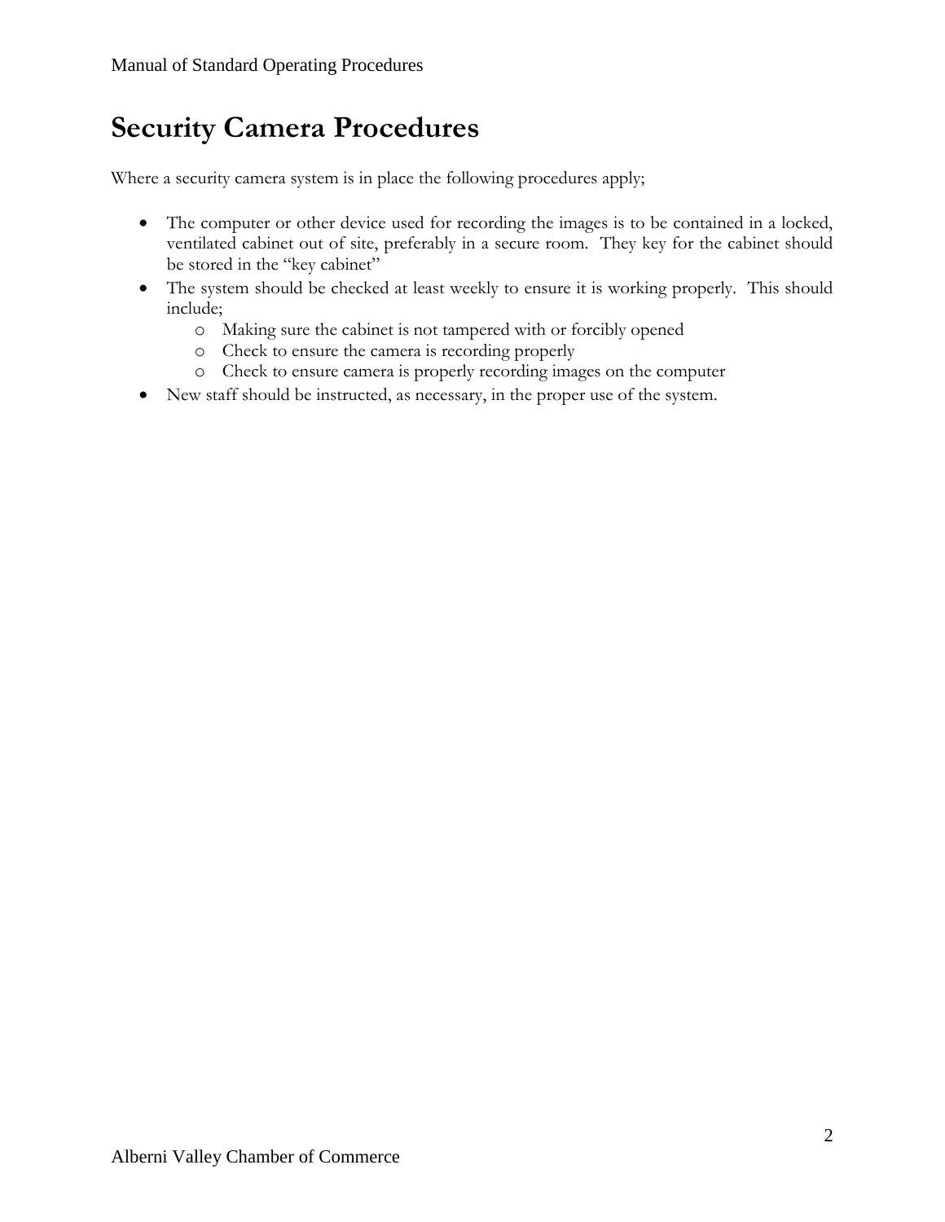# Security Camera Procedures

Where a security camera system is in place the following procedures apply;

- The computer or other device used for recording the images is to be contained in a locked, ventilated cabinet out of site, preferably in a secure room. They key for the cabinet should be stored in the "key cabinet"
- The system should be checked at least weekly to ensure it is working properly. This should include;
  - Making sure the cabinet is not tampered with or forcibly opened
  - Check to ensure the camera is recording properly
  - Check to ensure camera is properly recording images on the computer
- New staff should be instructed, as necessary, in the proper use of the system.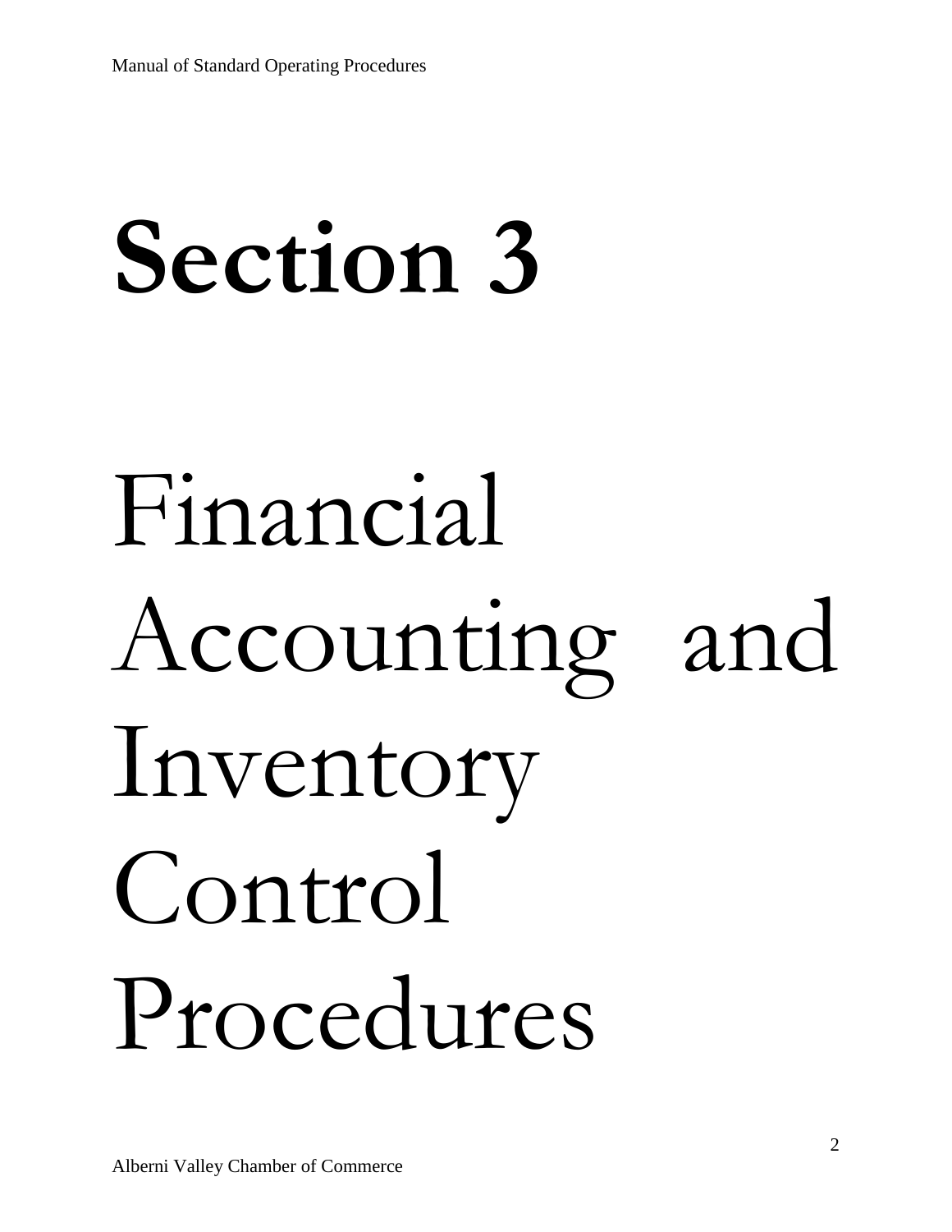# Section 3

# Financial Accounting and Inventory Control Procedures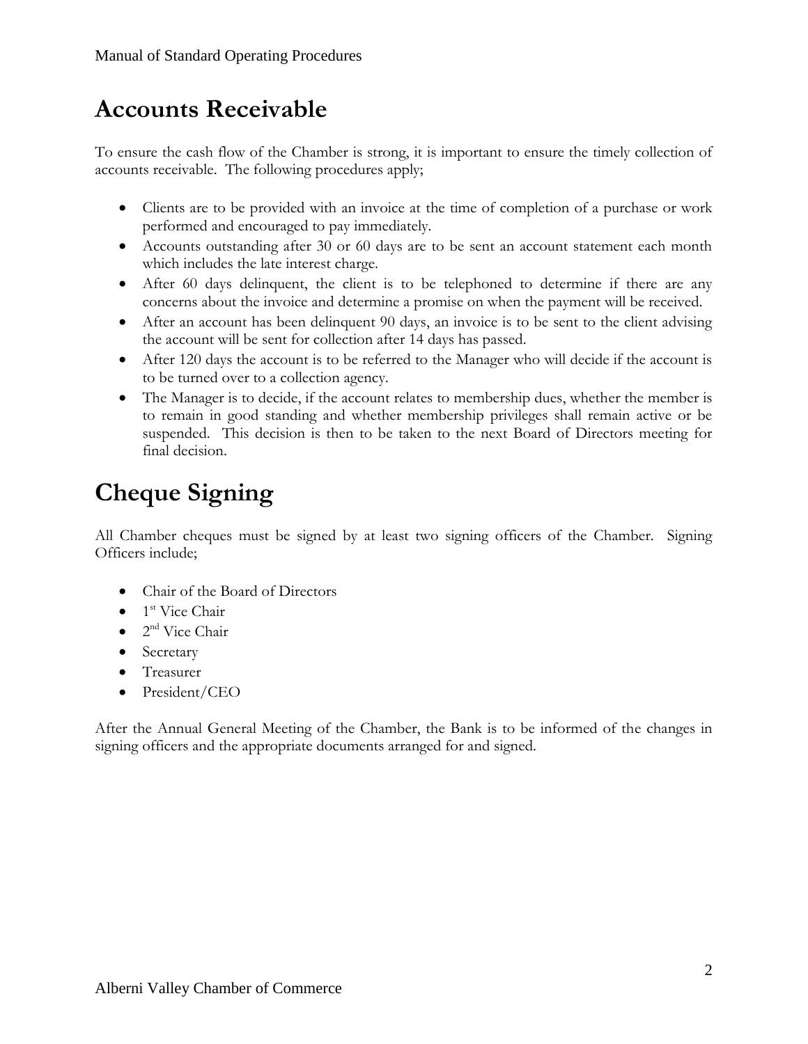# Accounts Receivable

To ensure the cash flow of the Chamber is strong, it is important to ensure the timely collection of accounts receivable. The following procedures apply;

- Clients are to be provided with an invoice at the time of completion of a purchase or work performed and encouraged to pay immediately.
- Accounts outstanding after 30 or 60 days are to be sent an account statement each month which includes the late interest charge.
- After 60 days delinquent, the client is to be telephoned to determine if there are any concerns about the invoice and determine a promise on when the payment will be received.
- After an account has been delinquent 90 days, an invoice is to be sent to the client advising the account will be sent for collection after 14 days has passed.
- After 120 days the account is to be referred to the Manager who will decide if the account is to be turned over to a collection agency.
- The Manager is to decide, if the account relates to membership dues, whether the member is to remain in good standing and whether membership privileges shall remain active or be suspended. This decision is then to be taken to the next Board of Directors meeting for final decision.

# Cheque Signing

All Chamber cheques must be signed by at least two signing officers of the Chamber. Signing Officers include;

- Chair of the Board of Directors
- 1st Vice Chair
- 2nd Vice Chair
- Secretary
- Treasurer
- President/CEO

After the Annual General Meeting of the Chamber, the Bank is to be informed of the changes in signing officers and the appropriate documents arranged for and signed.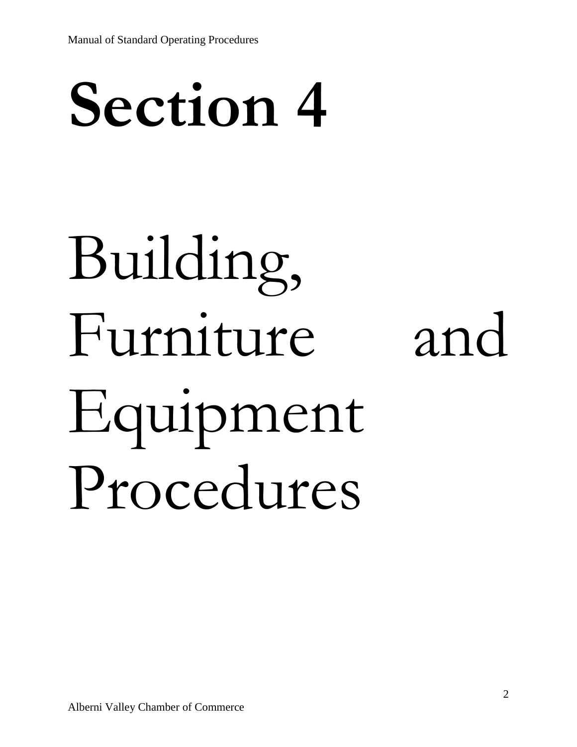# Section 4

# Building, Furniture and Equipment Procedures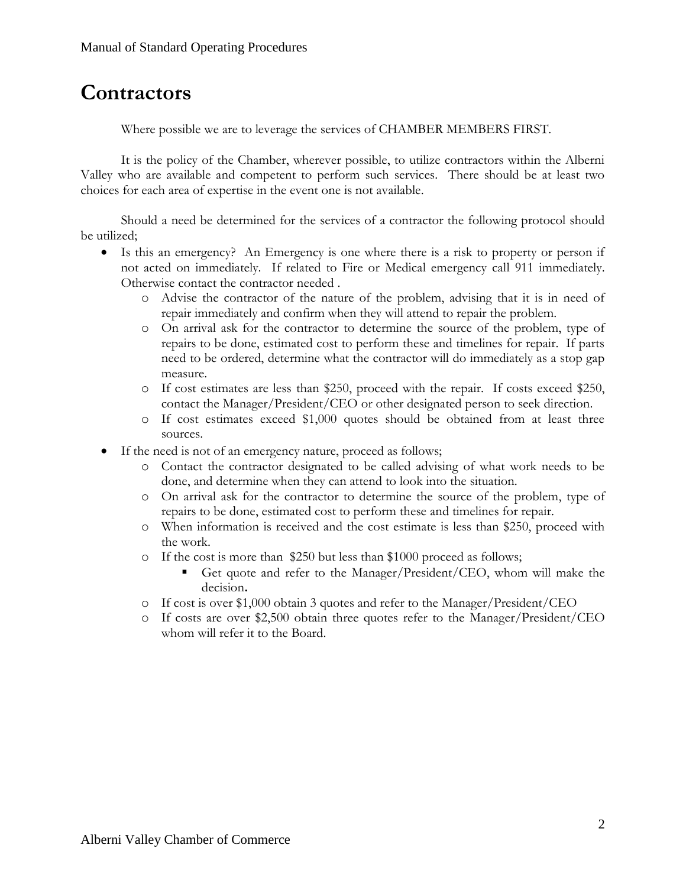# Contractors

Where possible we are to leverage the services of CHAMBER MEMBERS FIRST.

It is the policy of the Chamber, wherever possible, to utilize contractors within the Alberni Valley who are available and competent to perform such services. There should be at least two choices for each area of expertise in the event one is not available.

Should a need be determined for the services of a contractor the following protocol should be utilized;

- Is this an emergency? An Emergency is one where there is a risk to property or person if not acted on immediately. If related to Fire or Medical emergency call 911 immediately. Otherwise contact the contractor needed .
  - Advise the contractor of the nature of the problem, advising that it is in need of repair immediately and confirm when they will attend to repair the problem.
  - On arrival ask for the contractor to determine the source of the problem, type of repairs to be done, estimated cost to perform these and timelines for repair. If parts need to be ordered, determine what the contractor will do immediately as a stop gap measure.
  - If cost estimates are less than $250, proceed with the repair. If costs exceed $250, contact the Manager/President/CEO or other designated person to seek direction.
  - If cost estimates exceed $1,000 quotes should be obtained from at least three sources.
- If the need is not of an emergency nature, proceed as follows;
  - Contact the contractor designated to be called advising of what work needs to be done, and determine when they can attend to look into the situation.
  - On arrival ask for the contractor to determine the source of the problem, type of repairs to be done, estimated cost to perform these and timelines for repair.
  - When information is received and the cost estimate is less than $250, proceed with the work.
  - If the cost is more than $250 but less than $1000 proceed as follows;
    - Get quote and refer to the Manager/President/CEO, whom will make the decision**.**
  - If cost is over $1,000 obtain 3 quotes and refer to the Manager/President/CEO
  - If costs are over $2,500 obtain three quotes refer to the Manager/President/CEO whom will refer it to the Board.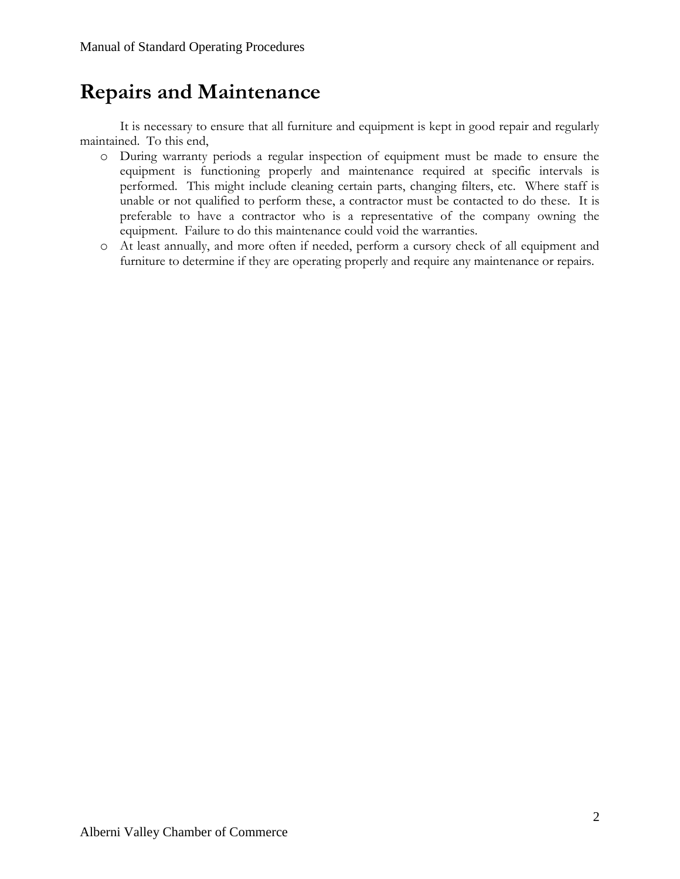# Repairs and Maintenance

It is necessary to ensure that all furniture and equipment is kept in good repair and regularly maintained. To this end,

- During warranty periods a regular inspection of equipment must be made to ensure the equipment is functioning properly and maintenance required at specific intervals is performed. This might include cleaning certain parts, changing filters, etc. Where staff is unable or not qualified to perform these, a contractor must be contacted to do these. It is preferable to have a contractor who is a representative of the company owning the equipment. Failure to do this maintenance could void the warranties.
- At least annually, and more often if needed, perform a cursory check of all equipment and furniture to determine if they are operating properly and require any maintenance or repairs.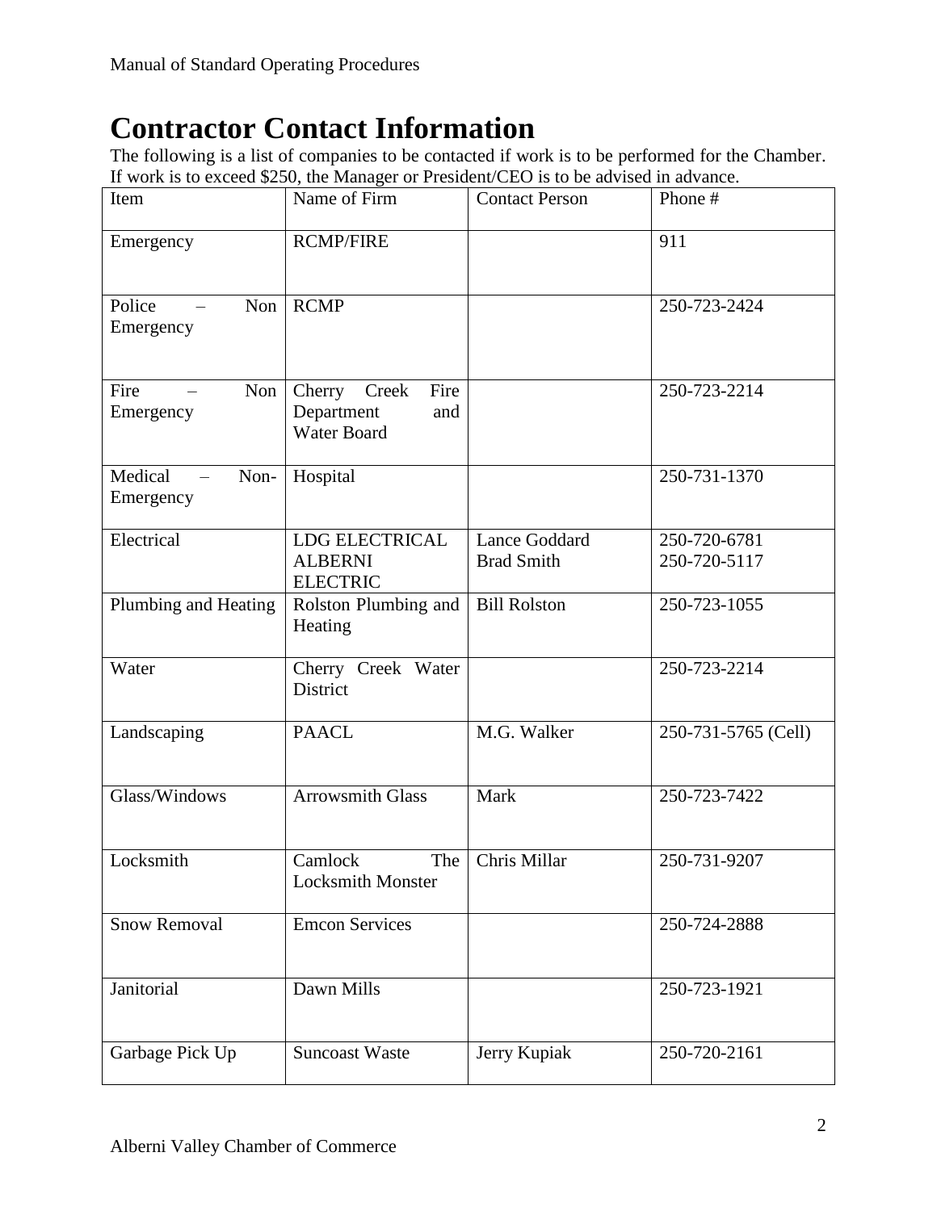# Contractor Contact Information

The following is a list of companies to be contacted if work is to be performed for the Chamber. If work is to exceed $250, the Manager or President/CEO is to be advised in advance.

| Item | Name of Firm | Contact Person | Phone # |
|---|---|---|---|
| Emergency | RCMP/FIRE | | 911 |
| Police – Non Emergency | RCMP | | 250-723-2424 |
| Fire – Non Emergency | Cherry Creek Fire Department and Water Board | | 250-723-2214 |
| Medical – Non-Emergency | Hospital | | 250-731-1370 |
| Electrical | LDG ELECTRICAL<br>ALBERNI ELECTRIC | Lance Goddard<br>Brad Smith | 250-720-6781<br>250-720-5117 |
| Plumbing and Heating | Rolston Plumbing and Heating | Bill Rolston | 250-723-1055 |
| Water | Cherry Creek Water District | | 250-723-2214 |
| Landscaping | PAACL | M.G. Walker | 250-731-5765 (Cell) |
| Glass/Windows | Arrowsmith Glass | Mark | 250-723-7422 |
| Locksmith | Camlock The Locksmith Monster | Chris Millar | 250-731-9207 |
| Snow Removal | Emcon Services | | 250-724-2888 |
| Janitorial | Dawn Mills | | 250-723-1921 |
| Garbage Pick Up | Suncoast Waste | Jerry Kupiak | 250-720-2161 |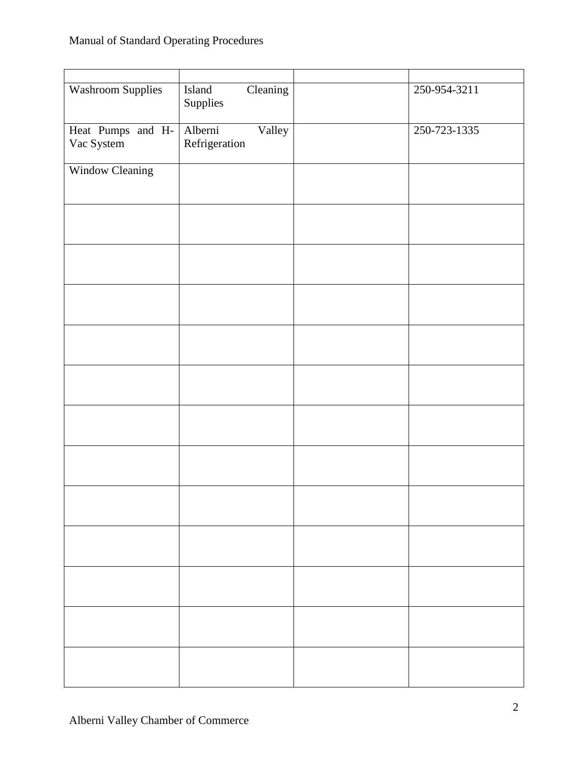| | | | |
|---|---|---|---|
| Washroom Supplies | Island Cleaning Supplies | | 250-954-3211 |
| Heat Pumps and H-Vac System | Alberni Valley Refrigeration | | 250-723-1335 |
| Window Cleaning | | | |
| | | | |
| | | | |
| | | | |
| | | | |
| | | | |
| | | | |
| | | | |
| | | | |
| | | | |
| | | | |
| | | | |
| | | | |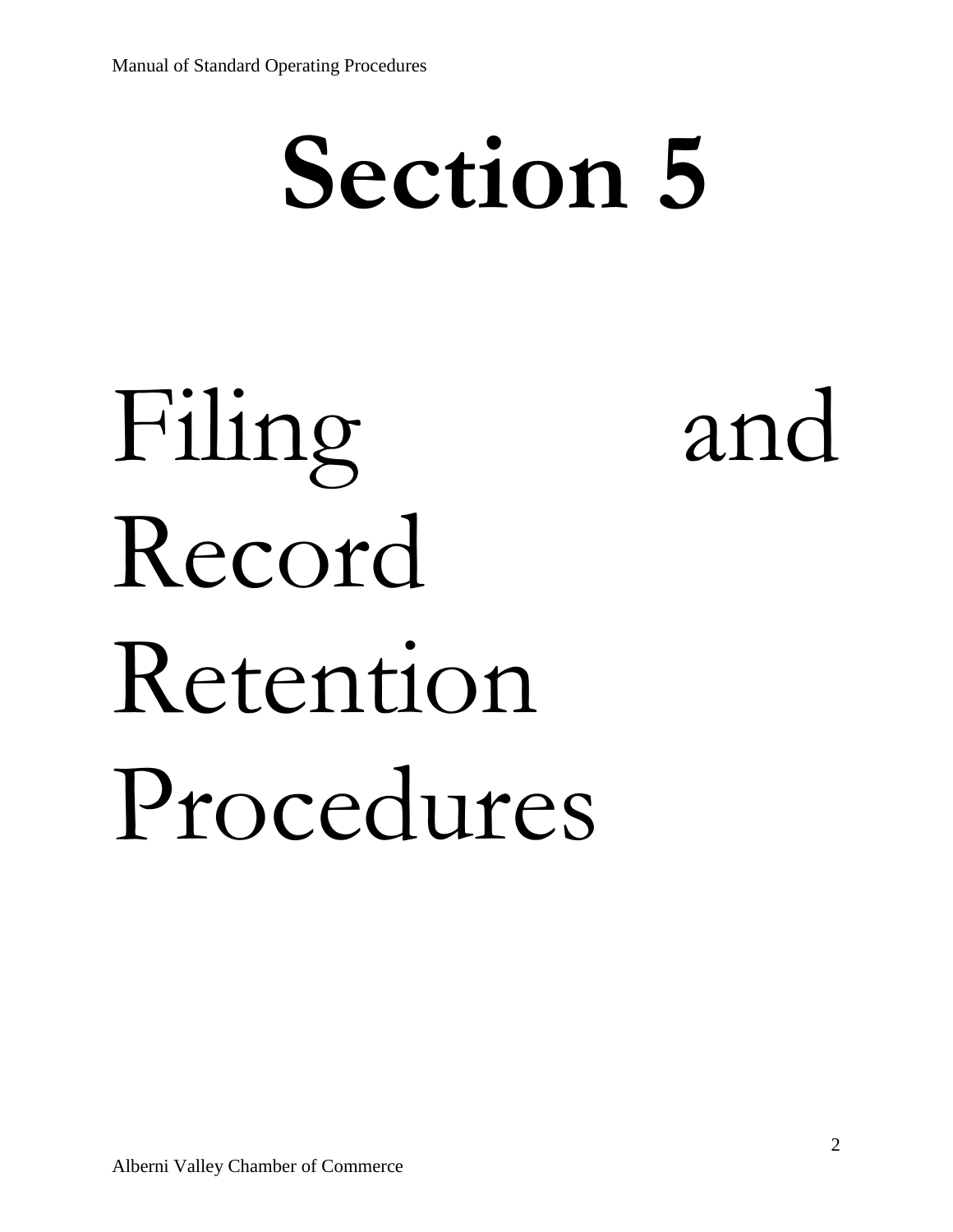# Section 5

# Filing and Record Retention Procedures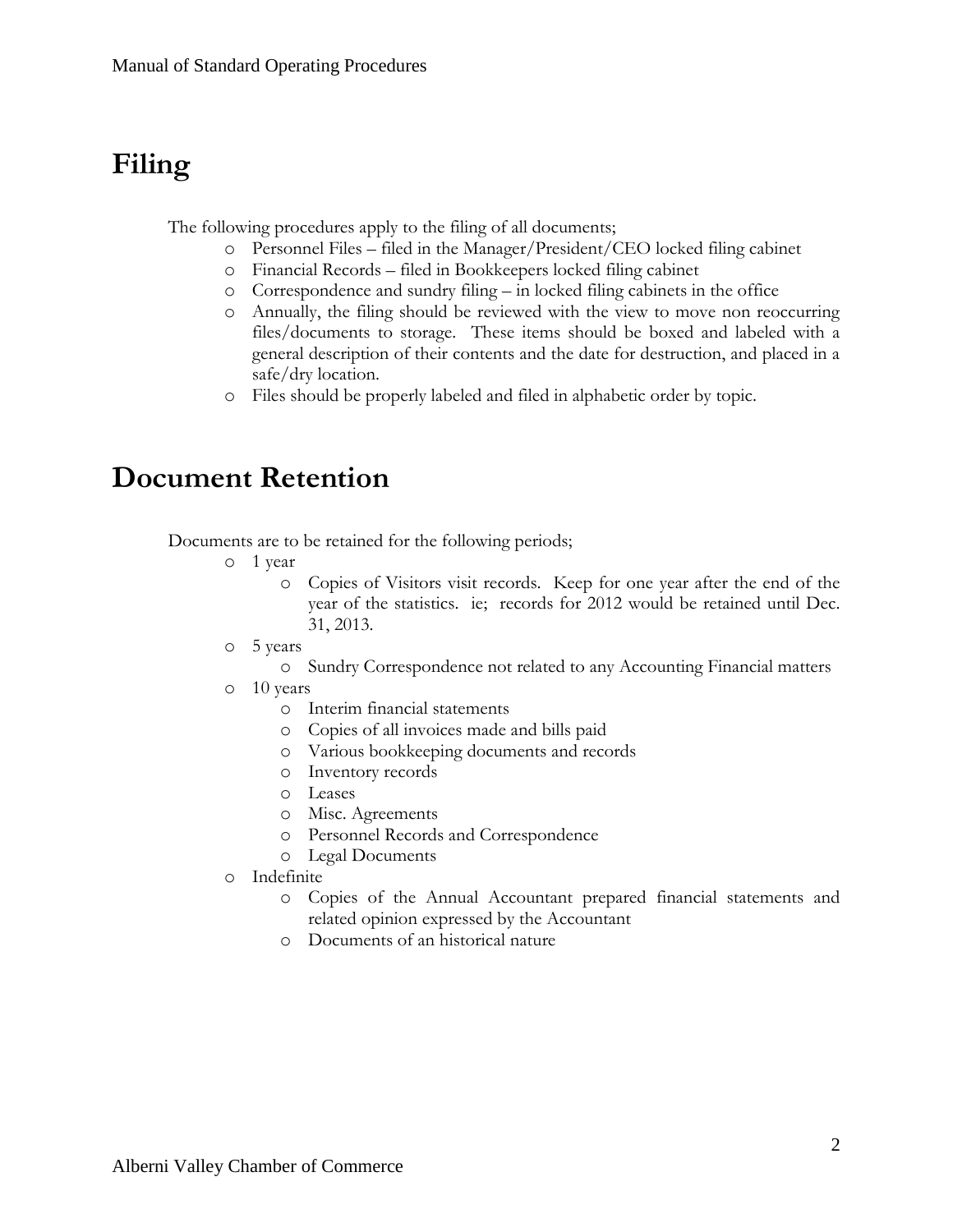# Filing

The following procedures apply to the filing of all documents;

- Personnel Files – filed in the Manager/President/CEO locked filing cabinet
- Financial Records – filed in Bookkeepers locked filing cabinet
- Correspondence and sundry filing – in locked filing cabinets in the office
- Annually, the filing should be reviewed with the view to move non reoccurring files/documents to storage. These items should be boxed and labeled with a general description of their contents and the date for destruction, and placed in a safe/dry location.
- Files should be properly labeled and filed in alphabetic order by topic.

# Document Retention

Documents are to be retained for the following periods;

- 1 year
  - Copies of Visitors visit records. Keep for one year after the end of the year of the statistics. ie; records for 2012 would be retained until Dec. 31, 2013.
- 5 years
  - Sundry Correspondence not related to any Accounting Financial matters
- 10 years
  - Interim financial statements
  - Copies of all invoices made and bills paid
  - Various bookkeeping documents and records
  - Inventory records
  - Leases
  - Misc. Agreements
  - Personnel Records and Correspondence
  - Legal Documents
- Indefinite
  - Copies of the Annual Accountant prepared financial statements and related opinion expressed by the Accountant
  - Documents of an historical nature